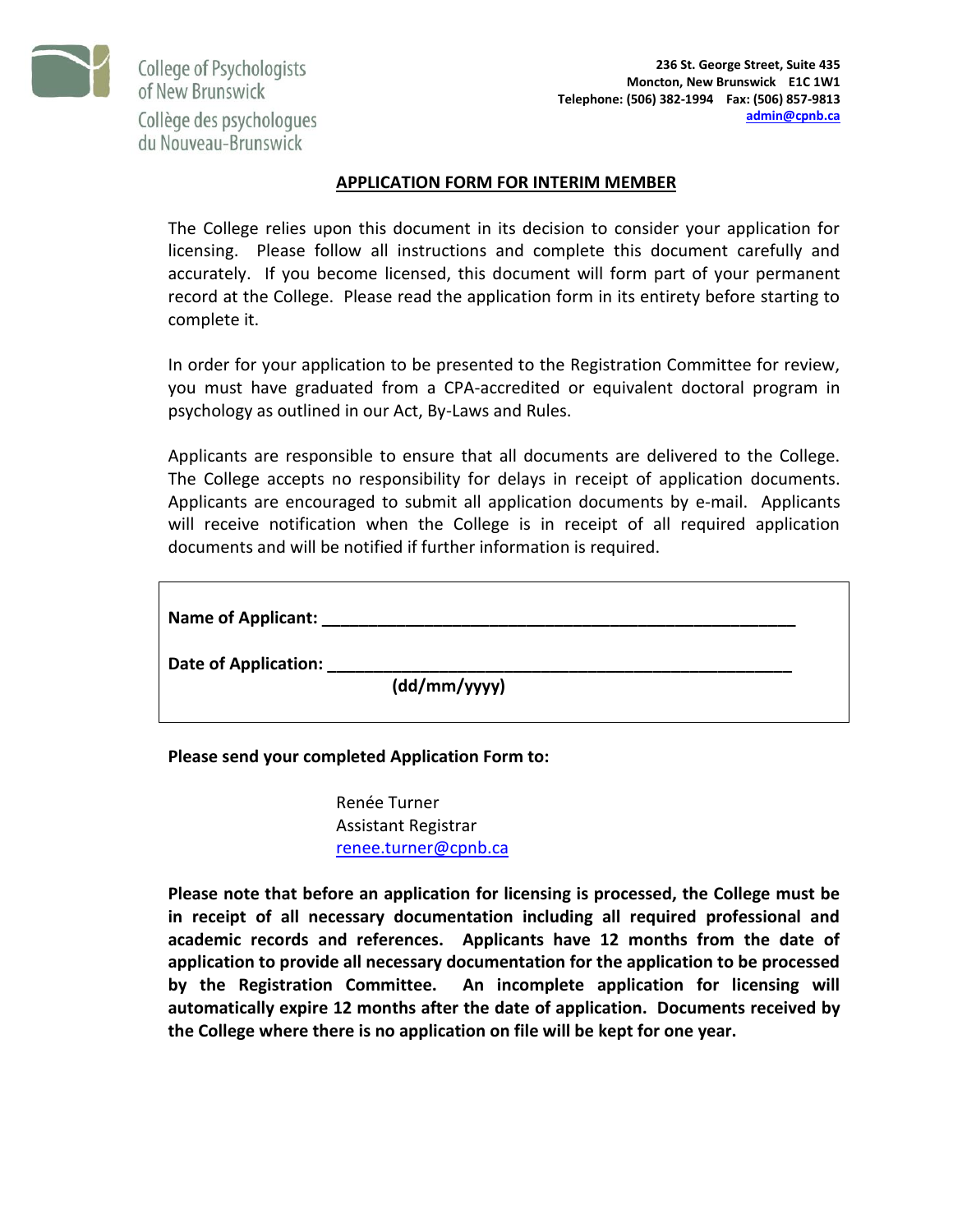College of Psychologists of New Brunswick
Collège des psychologues du Nouveau-Brunswick

**236 St. George Street, Suite 435**
**Moncton, New Brunswick E1C 1W1**
**Telephone: (506) 382-1994 Fax: (506) 857-9813**
**admin@cpnb.ca**

## APPLICATION FORM FOR INTERIM MEMBER

The College relies upon this document in its decision to consider your application for licensing. Please follow all instructions and complete this document carefully and accurately. If you become licensed, this document will form part of your permanent record at the College. Please read the application form in its entirety before starting to complete it.

In order for your application to be presented to the Registration Committee for review, you must have graduated from a CPA-accredited or equivalent doctoral program in psychology as outlined in our Act, By-Laws and Rules.

Applicants are responsible to ensure that all documents are delivered to the College. The College accepts no responsibility for delays in receipt of application documents. Applicants are encouraged to submit all application documents by e-mail. Applicants will receive notification when the College is in receipt of all required application documents and will be notified if further information is required.

**Name of Applicant:** ____________________________________________________

**Date of Application:** ___________________________________________________
**(dd/mm/yyyy)**

**Please send your completed Application Form to:**

Renée Turner
Assistant Registrar
renee.turner@cpnb.ca

**Please note that before an application for licensing is processed, the College must be in receipt of all necessary documentation including all required professional and academic records and references. Applicants have 12 months from the date of application to provide all necessary documentation for the application to be processed by the Registration Committee. An incomplete application for licensing will automatically expire 12 months after the date of application. Documents received by the College where there is no application on file will be kept for one year.**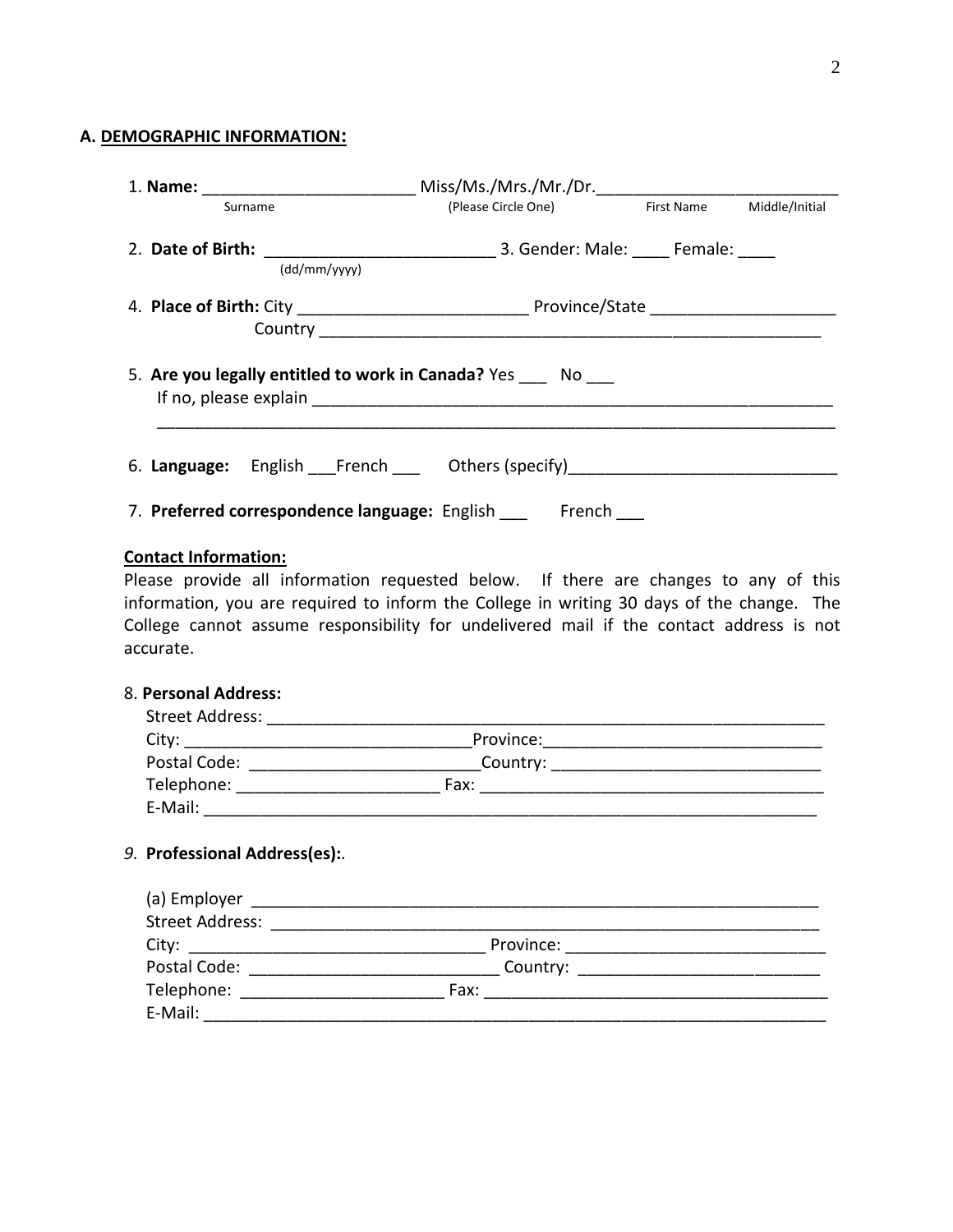**A. DEMOGRAPHIC INFORMATION:**

1. **Name:** _______________________ Miss/Ms./Mrs./Mr./Dr.__________________________
   Surname (Please Circle One) First Name Middle/Initial

2. **Date of Birth:** _________________________ 3. Gender: Male: ____ Female: ____
   (dd/mm/yyyy)

4. **Place of Birth:** City _________________________ Province/State ____________________
   Country _______________________________________________________

5. **Are you legally entitled to work in Canada?** Yes ___ No ___
   If no, please explain ____________________________________________________________
   ______________________________________________________________________________

6. **Language:** English ___French ___ Others (specify)_____________________________

7. **Preferred correspondence language:** English ___ French ___

**Contact Information:**

Please provide all information requested below. If there are changes to any of this information, you are required to inform the College in writing 30 days of the change. The College cannot assume responsibility for undelivered mail if the contact address is not accurate.

8. **Personal Address:**
   Street Address: ______________________________________________________________
   City: _______________________________Province:_____________________________
   Postal Code: _________________________Country: ____________________________
   Telephone: ______________________ Fax: _____________________________________
   E-Mail: ____________________________________________________________________

*9.* **Professional Address(es):**.

   (a) Employer _____________________________________________________________
   Street Address: ______________________________________________________________
   City: ________________________________ Province: ___________________________
   Postal Code: ____________________________ Country: _________________________
   Telephone: ______________________ Fax: _____________________________________
   E-Mail: ____________________________________________________________________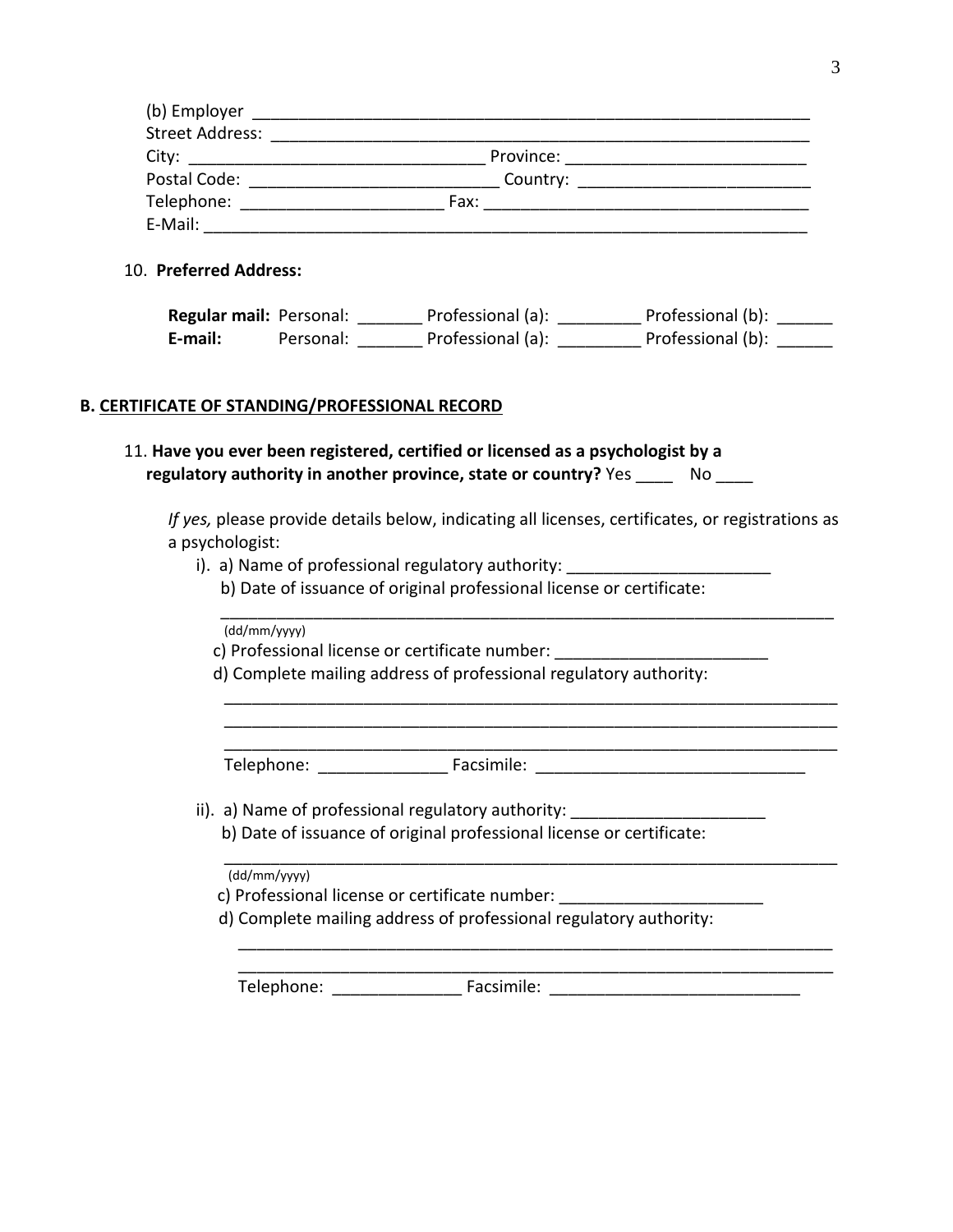(b) Employer ___________________________________________________________
Street Address: _________________________________________________________
City: _______________________________ Province: _________________________
Postal Code: __________________________ Country: _________________________
Telephone: _____________________ Fax: __________________________________
E-Mail: _______________________________________________________________

10. **Preferred Address:**

**Regular mail:** Personal: _______ Professional (a): _________ Professional (b): ______
**E-mail:** Personal: _______ Professional (a): _________ Professional (b): ______

**B. <u>CERTIFICATE OF STANDING/PROFESSIONAL RECORD</u>**

11. **Have you ever been registered, certified or licensed as a psychologist by a regulatory authority in another province, state or country?** Yes ____ No ____

*If yes,* please provide details below, indicating all licenses, certificates, or registrations as a psychologist:

i). a) Name of professional regulatory authority: _____________________
b) Date of issuance of original professional license or certificate:
__________________________________________________________________
(dd/mm/yyyy)
c) Professional license or certificate number: ______________________
d) Complete mailing address of professional regulatory authority:
__________________________________________________________________
__________________________________________________________________
__________________________________________________________________
Telephone: _____________ Facsimile: ____________________________

ii). a) Name of professional regulatory authority: _____________________
b) Date of issuance of original professional license or certificate:
__________________________________________________________________
(dd/mm/yyyy)
c) Professional license or certificate number: _____________________
d) Complete mailing address of professional regulatory authority:
__________________________________________________________________
__________________________________________________________________
Telephone: _____________ Facsimile: __________________________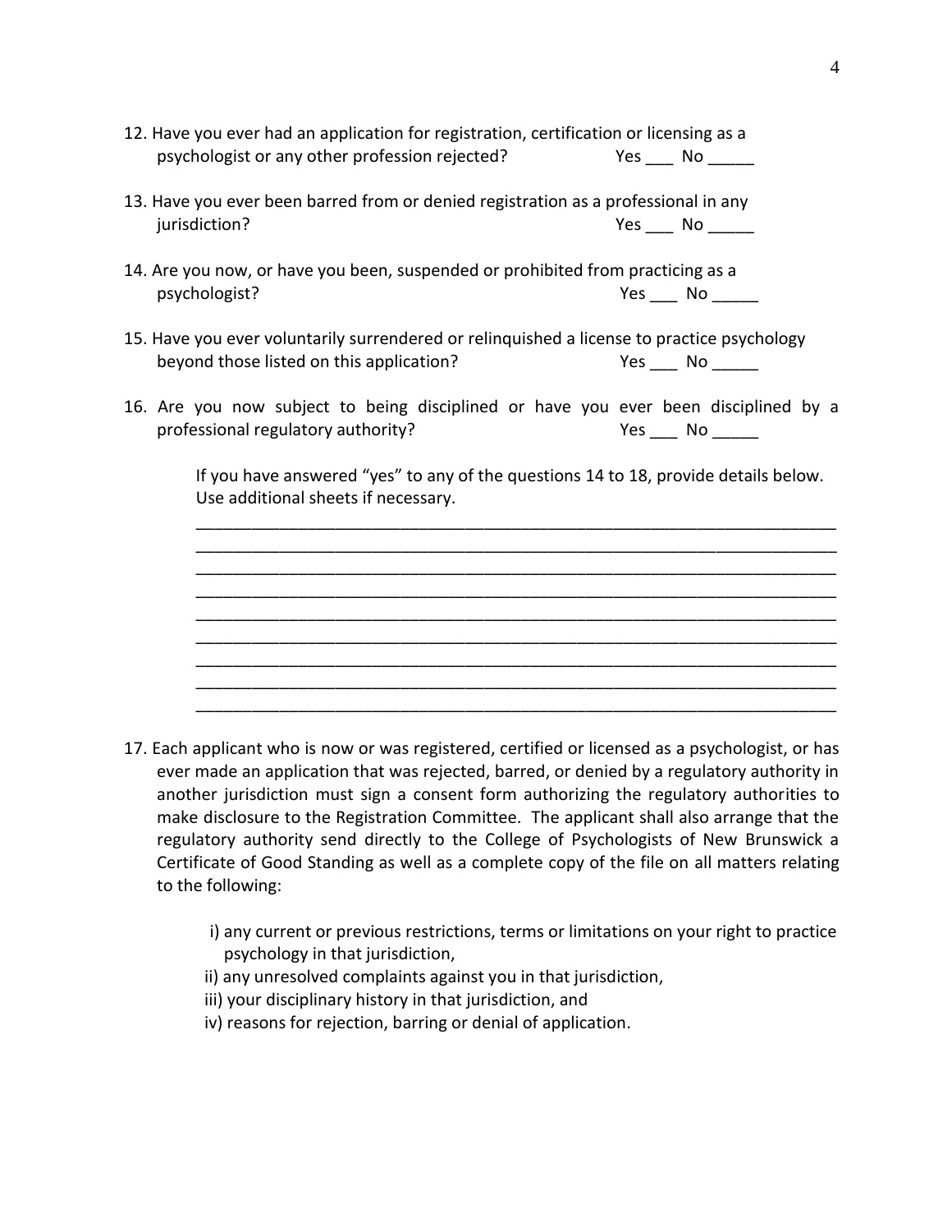12. Have you ever had an application for registration, certification or licensing as a psychologist or any other profession rejected? Yes ___ No _____

13. Have you ever been barred from or denied registration as a professional in any jurisdiction? Yes ___ No _____

14. Are you now, or have you been, suspended or prohibited from practicing as a psychologist? Yes ___ No _____

15. Have you ever voluntarily surrendered or relinquished a license to practice psychology beyond those listed on this application? Yes ___ No _____

16. Are you now subject to being disciplined or have you ever been disciplined by a professional regulatory authority? Yes ___ No _____

    If you have answered "yes" to any of the questions 14 to 18, provide details below. Use additional sheets if necessary.

    ______________________________________________________________________
    ______________________________________________________________________
    ______________________________________________________________________
    ______________________________________________________________________
    ______________________________________________________________________
    ______________________________________________________________________
    ______________________________________________________________________
    ______________________________________________________________________
    ______________________________________________________________________

17. Each applicant who is now or was registered, certified or licensed as a psychologist, or has ever made an application that was rejected, barred, or denied by a regulatory authority in another jurisdiction must sign a consent form authorizing the regulatory authorities to make disclosure to the Registration Committee. The applicant shall also arrange that the regulatory authority send directly to the College of Psychologists of New Brunswick a Certificate of Good Standing as well as a complete copy of the file on all matters relating to the following:

    i) any current or previous restrictions, terms or limitations on your right to practice psychology in that jurisdiction,
    ii) any unresolved complaints against you in that jurisdiction,
    iii) your disciplinary history in that jurisdiction, and
    iv) reasons for rejection, barring or denial of application.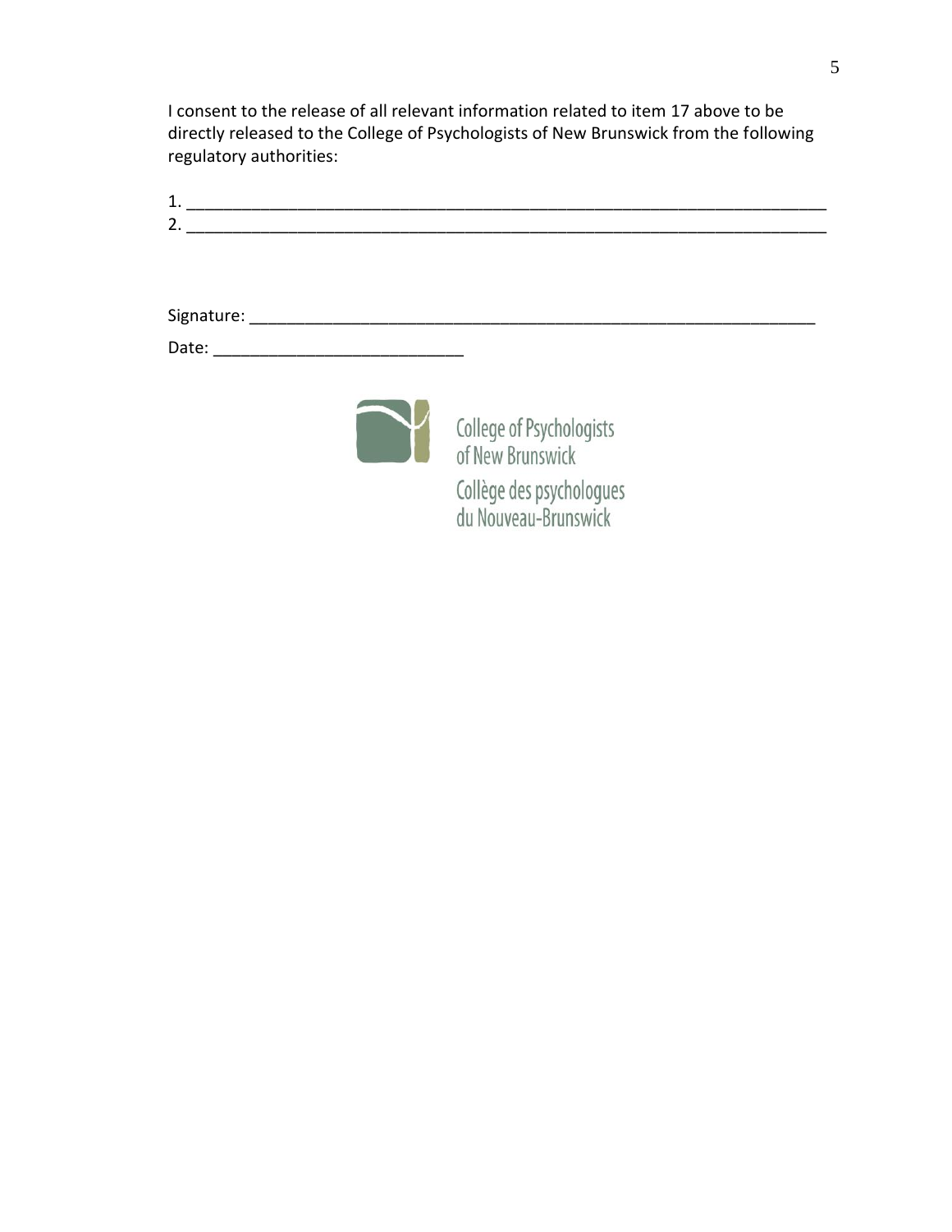I consent to the release of all relevant information related to item 17 above to be directly released to the College of Psychologists of New Brunswick from the following regulatory authorities:

1. ______________________________________________________________________
2. ______________________________________________________________________

Signature: ___________________________________________________________

Date: _________________________

College of Psychologists of New Brunswick
Collège des psychologues du Nouveau-Brunswick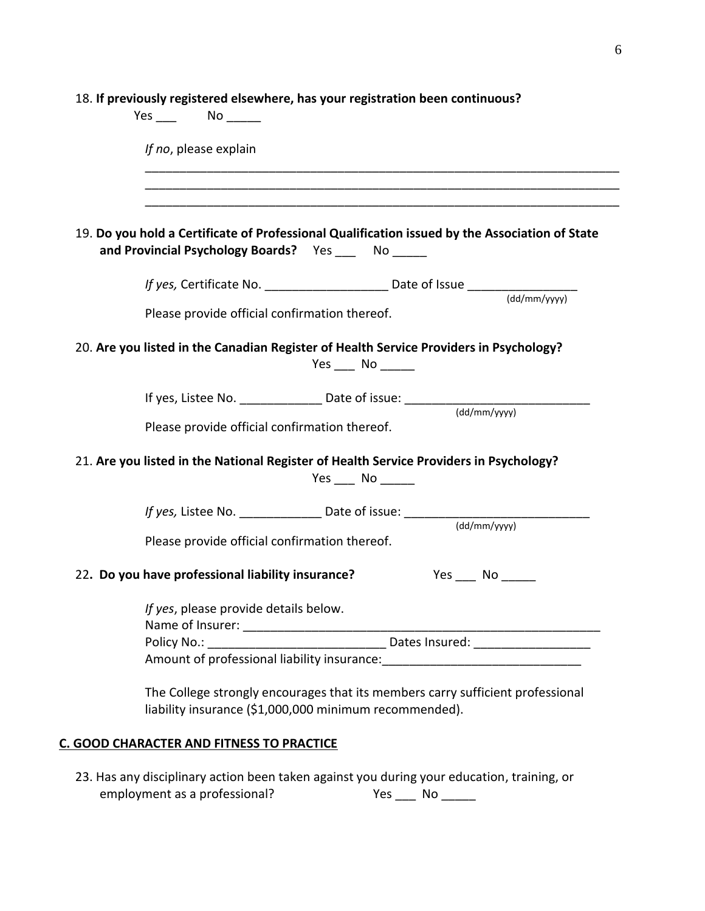18. **If previously registered elsewhere, has your registration been continuous?**
Yes ___ No _____

*If no*, please explain

_______________________________________________________________________
_______________________________________________________________________
_______________________________________________________________________

19. **Do you hold a Certificate of Professional Qualification issued by the Association of State and Provincial Psychology Boards?** Yes ___ No _____

*If yes,* Certificate No. __________________ Date of Issue ________________ (dd/mm/yyyy)

Please provide official confirmation thereof.

20. **Are you listed in the Canadian Register of Health Service Providers in Psychology?**
Yes ___ No _____

If yes, Listee No. ____________ Date of issue: ___________________________ (dd/mm/yyyy)

Please provide official confirmation thereof.

21. **Are you listed in the National Register of Health Service Providers in Psychology?**
Yes ___ No _____

*If yes,* Listee No. ____________ Date of issue: ___________________________ (dd/mm/yyyy)

Please provide official confirmation thereof.

22**. Do you have professional liability insurance?** Yes ___ No _____

*If yes*, please provide details below.
Name of Insurer: ________________________________________________________
Policy No.: __________________________ Dates Insured: _________________
Amount of professional liability insurance:_____________________________

The College strongly encourages that its members carry sufficient professional liability insurance ($1,000,000 minimum recommended).

## C. GOOD CHARACTER AND FITNESS TO PRACTICE

23. Has any disciplinary action been taken against you during your education, training, or employment as a professional? Yes ___ No _____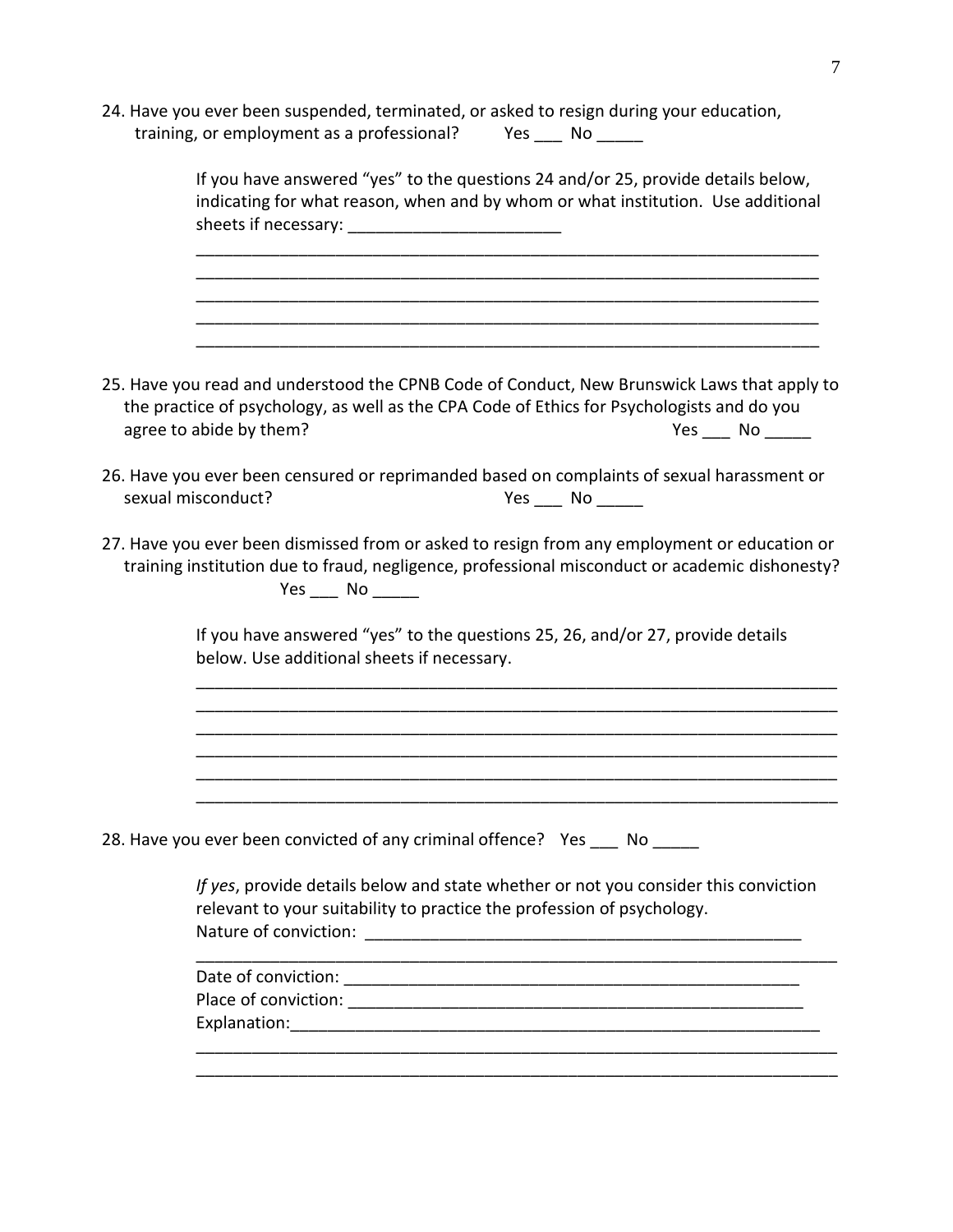24. Have you ever been suspended, terminated, or asked to resign during your education, training, or employment as a professional? Yes ___ No _____

    If you have answered "yes" to the questions 24 and/or 25, provide details below, indicating for what reason, when and by whom or what institution. Use additional sheets if necessary: _______________________

    ______________________________________________________________________
    ______________________________________________________________________
    ______________________________________________________________________
    ______________________________________________________________________
    ______________________________________________________________________

25. Have you read and understood the CPNB Code of Conduct, New Brunswick Laws that apply to the practice of psychology, as well as the CPA Code of Ethics for Psychologists and do you agree to abide by them? Yes ___ No _____

26. Have you ever been censured or reprimanded based on complaints of sexual harassment or sexual misconduct? Yes ___ No _____

27. Have you ever been dismissed from or asked to resign from any employment or education or training institution due to fraud, negligence, professional misconduct or academic dishonesty? Yes ___ No _____

    If you have answered "yes" to the questions 25, 26, and/or 27, provide details below. Use additional sheets if necessary.

    ______________________________________________________________________
    ______________________________________________________________________
    ______________________________________________________________________
    ______________________________________________________________________
    ______________________________________________________________________
    ______________________________________________________________________

28. Have you ever been convicted of any criminal offence? Yes ___ No _____

    *If yes*, provide details below and state whether or not you consider this conviction relevant to your suitability to practice the profession of psychology.
    Nature of conviction: ________________________________________________
    ______________________________________________________________________
    Date of conviction: __________________________________________________
    Place of conviction: _________________________________________________
    Explanation:_________________________________________________________
    ______________________________________________________________________
    ______________________________________________________________________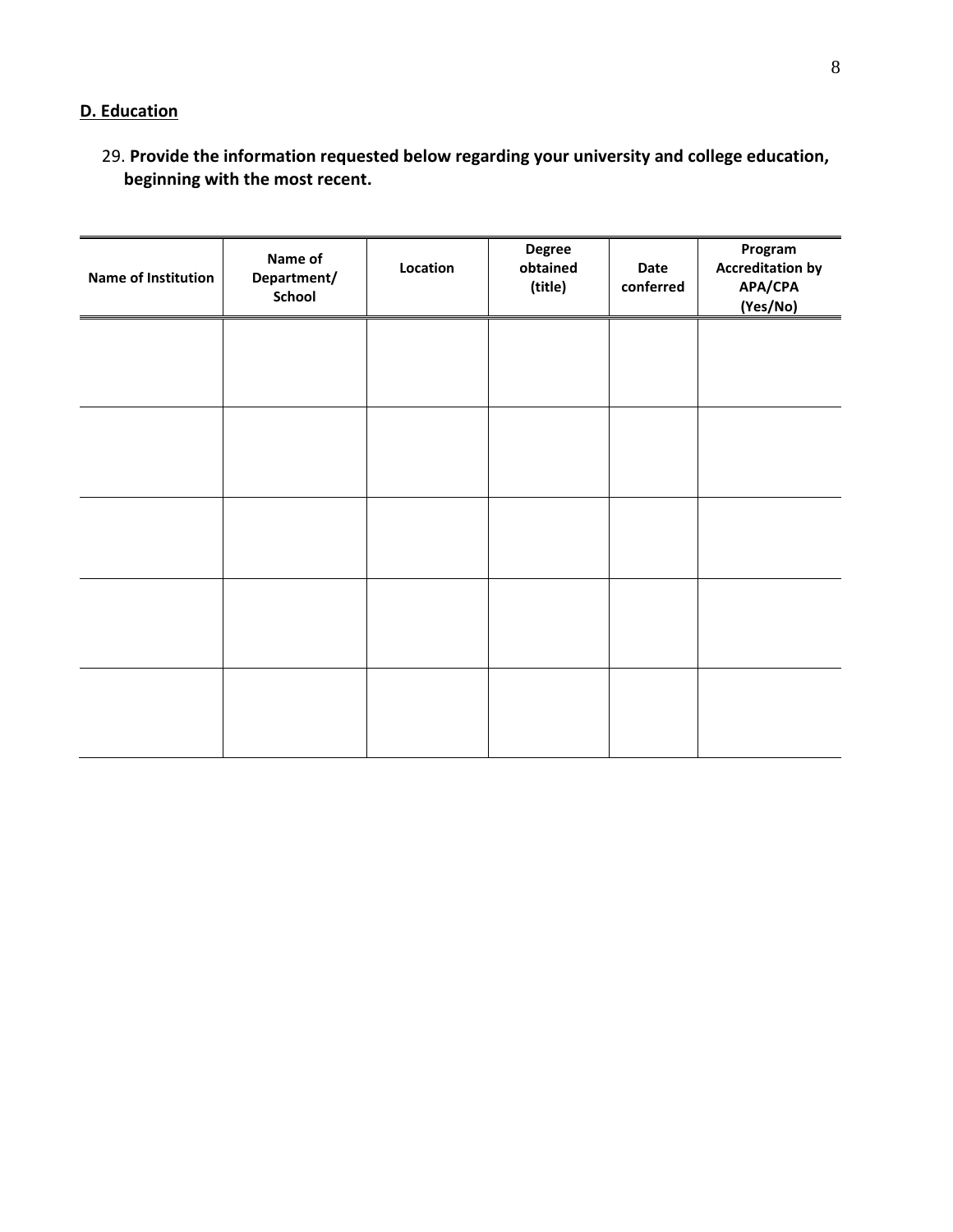**<u>D. Education</u>**

29. **Provide the information requested below regarding your university and college education, beginning with the most recent.**

| Name of Institution | Name of Department/ School | Location | Degree obtained (title) | Date conferred | Program Accreditation by APA/CPA (Yes/No) |
|---|---|---|---|---|---|
| | | | | | |
| | | | | | |
| | | | | | |
| | | | | | |
| | | | | | |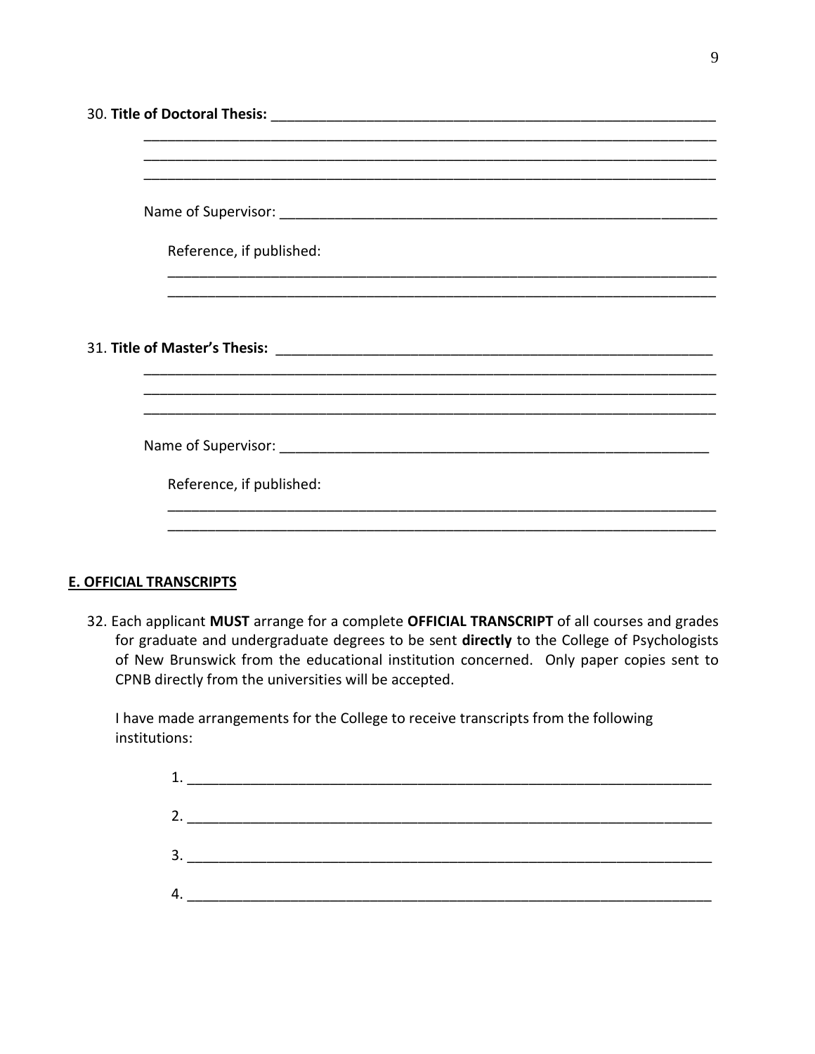30. **Title of Doctoral Thesis:** ____________________________________________________________

________________________________________________________________________________

________________________________________________________________________________

________________________________________________________________________________

Name of Supervisor: _____________________________________________________________

Reference, if published:

________________________________________________________________________________

________________________________________________________________________________

31. **Title of Master's Thesis:** ____________________________________________________________

________________________________________________________________________________

________________________________________________________________________________

________________________________________________________________________________

Name of Supervisor: _____________________________________________________________

Reference, if published:

________________________________________________________________________________

________________________________________________________________________________

## E. OFFICIAL TRANSCRIPTS

32. Each applicant **MUST** arrange for a complete **OFFICIAL TRANSCRIPT** of all courses and grades for graduate and undergraduate degrees to be sent **directly** to the College of Psychologists of New Brunswick from the educational institution concerned. Only paper copies sent to CPNB directly from the universities will be accepted.

    I have made arrangements for the College to receive transcripts from the following institutions:

    1. ____________________________________________________________________
    2. ____________________________________________________________________
    3. ____________________________________________________________________
    4. ____________________________________________________________________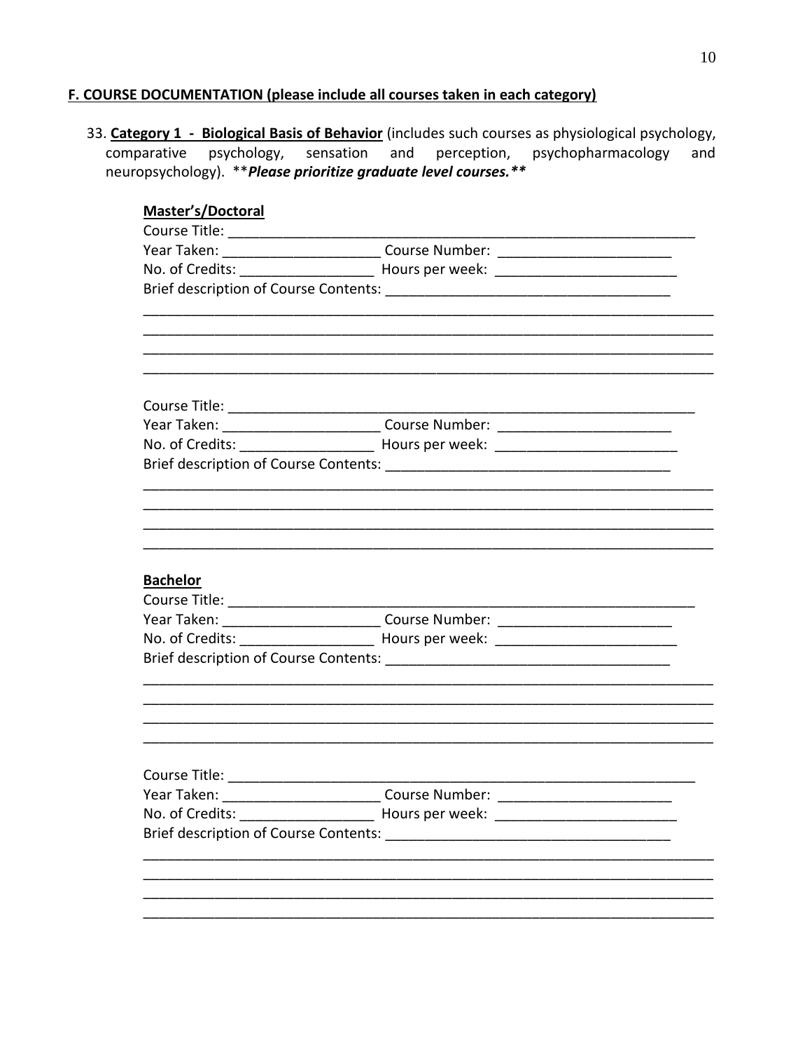## F. COURSE DOCUMENTATION (please include all courses taken in each category)

33. **Category 1 - Biological Basis of Behavior** (includes such courses as physiological psychology, comparative psychology, sensation and perception, psychopharmacology and neuropsychology). ***\*\*Please prioritize graduate level courses.\*\****

**Master's/Doctoral**

Course Title: ______________________________________________________________

Year Taken: ____________________ Course Number: ______________________

No. of Credits: _________________ Hours per week: _______________________

Brief description of Course Contents: ____________________________________

__________________________________________________________________________

__________________________________________________________________________

__________________________________________________________________________

__________________________________________________________________________

Course Title: ______________________________________________________________

Year Taken: ____________________ Course Number: ______________________

No. of Credits: _________________ Hours per week: _______________________

Brief description of Course Contents: ____________________________________

__________________________________________________________________________

__________________________________________________________________________

__________________________________________________________________________

__________________________________________________________________________

**Bachelor**

Course Title: ______________________________________________________________

Year Taken: ____________________ Course Number: ______________________

No. of Credits: _________________ Hours per week: _______________________

Brief description of Course Contents: ____________________________________

__________________________________________________________________________

__________________________________________________________________________

__________________________________________________________________________

__________________________________________________________________________

Course Title: ______________________________________________________________

Year Taken: ____________________ Course Number: ______________________

No. of Credits: _________________ Hours per week: _______________________

Brief description of Course Contents: ____________________________________

__________________________________________________________________________

__________________________________________________________________________

__________________________________________________________________________

__________________________________________________________________________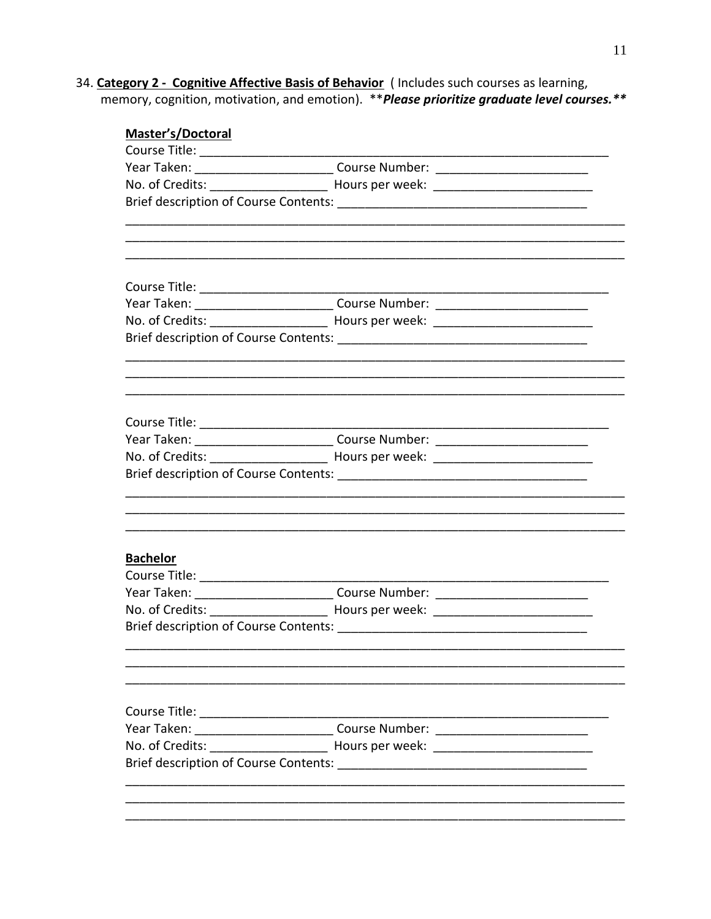34. **Category 2 - Cognitive Affective Basis of Behavior** ( Includes such courses as learning, memory, cognition, motivation, and emotion). ***Please prioritize graduate level courses.***

**Master's/Doctoral**

Course Title: ______________________________________________________________

Year Taken: ____________________ Course Number: ______________________

No. of Credits: _________________ Hours per week: _______________________

Brief description of Course Contents: ___________________________________

__________________________________________________________________________

__________________________________________________________________________

__________________________________________________________________________

Course Title: ______________________________________________________________

Year Taken: ____________________ Course Number: ______________________

No. of Credits: _________________ Hours per week: _______________________

Brief description of Course Contents: ___________________________________

__________________________________________________________________________

__________________________________________________________________________

__________________________________________________________________________

Course Title: ______________________________________________________________

Year Taken: ____________________ Course Number: ______________________

No. of Credits: _________________ Hours per week: _______________________

Brief description of Course Contents: ___________________________________

__________________________________________________________________________

__________________________________________________________________________

__________________________________________________________________________

**Bachelor**

Course Title: ______________________________________________________________

Year Taken: ____________________ Course Number: ______________________

No. of Credits: _________________ Hours per week: _______________________

Brief description of Course Contents: ___________________________________

__________________________________________________________________________

__________________________________________________________________________

__________________________________________________________________________

Course Title: ______________________________________________________________

Year Taken: ____________________ Course Number: ______________________

No. of Credits: _________________ Hours per week: _______________________

Brief description of Course Contents: ___________________________________

__________________________________________________________________________

__________________________________________________________________________

__________________________________________________________________________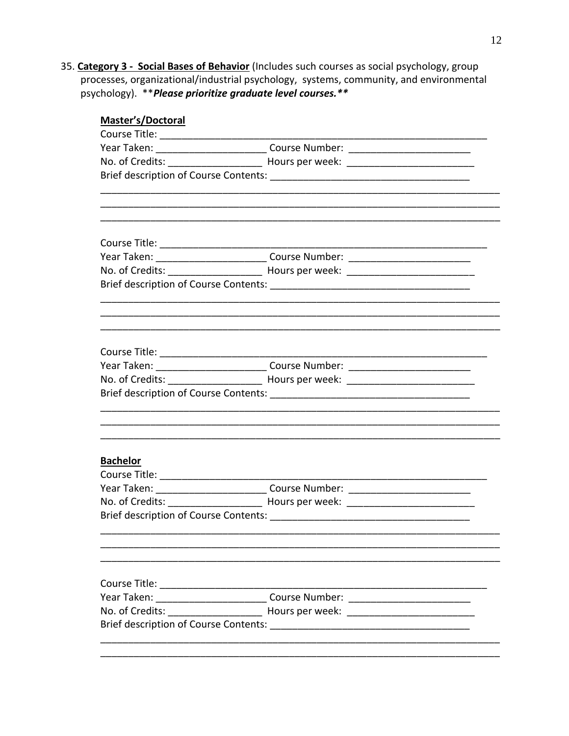35. **Category 3 - Social Bases of Behavior** (Includes such courses as social psychology, group processes, organizational/industrial psychology, systems, community, and environmental psychology). ***\*Please prioritize graduate level courses.\****

**Master's/Doctoral**

Course Title: ______________________________________________

Year Taken: ____________________ Course Number: ______________________

No. of Credits: _________________ Hours per week: _______________________

Brief description of Course Contents: ___________________________________

______________________________________________________________

______________________________________________________________

______________________________________________________________

Course Title: ______________________________________________

Year Taken: ____________________ Course Number: ______________________

No. of Credits: _________________ Hours per week: _______________________

Brief description of Course Contents: ___________________________________

______________________________________________________________

______________________________________________________________

______________________________________________________________

Course Title: ______________________________________________

Year Taken: ____________________ Course Number: ______________________

No. of Credits: _________________ Hours per week: _______________________

Brief description of Course Contents: ___________________________________

______________________________________________________________

______________________________________________________________

______________________________________________________________

**Bachelor**

Course Title: ______________________________________________

Year Taken: ____________________ Course Number: ______________________

No. of Credits: _________________ Hours per week: _______________________

Brief description of Course Contents: ___________________________________

______________________________________________________________

______________________________________________________________

______________________________________________________________

Course Title: ______________________________________________

Year Taken: ____________________ Course Number: ______________________

No. of Credits: _________________ Hours per week: _______________________

Brief description of Course Contents: ___________________________________

______________________________________________________________

______________________________________________________________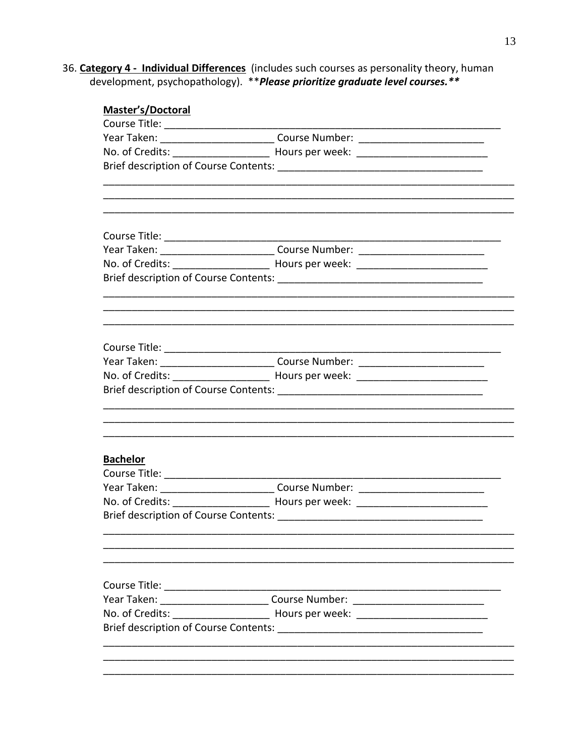36. **<u>Category 4 - Individual Differences</u>** (includes such courses as personality theory, human development, psychopathology). ***Please prioritize graduate level courses.***

**<u>Master's/Doctoral</u>**

Course Title: ______________________________________________________________

Year Taken: ____________________ Course Number: ______________________

No. of Credits: _________________ Hours per week: _______________________

Brief description of Course Contents: ____________________________________

___________________________________________________________________________

___________________________________________________________________________

___________________________________________________________________________

Course Title: ______________________________________________________________

Year Taken: ____________________ Course Number: ______________________

No. of Credits: _________________ Hours per week: _______________________

Brief description of Course Contents: ____________________________________

___________________________________________________________________________

___________________________________________________________________________

___________________________________________________________________________

Course Title: ______________________________________________________________

Year Taken: ____________________ Course Number: ______________________

No. of Credits: _________________ Hours per week: _______________________

Brief description of Course Contents: ____________________________________

___________________________________________________________________________

___________________________________________________________________________

___________________________________________________________________________

**<u>Bachelor</u>**

Course Title: ______________________________________________________________

Year Taken: ____________________ Course Number: ______________________

No. of Credits: _________________ Hours per week: _______________________

Brief description of Course Contents: ____________________________________

___________________________________________________________________________

___________________________________________________________________________

___________________________________________________________________________

Course Title: ______________________________________________________________

Year Taken: ___________________ Course Number: ________________________

No. of Credits: _________________ Hours per week: _______________________

Brief description of Course Contents: ____________________________________

___________________________________________________________________________

___________________________________________________________________________

___________________________________________________________________________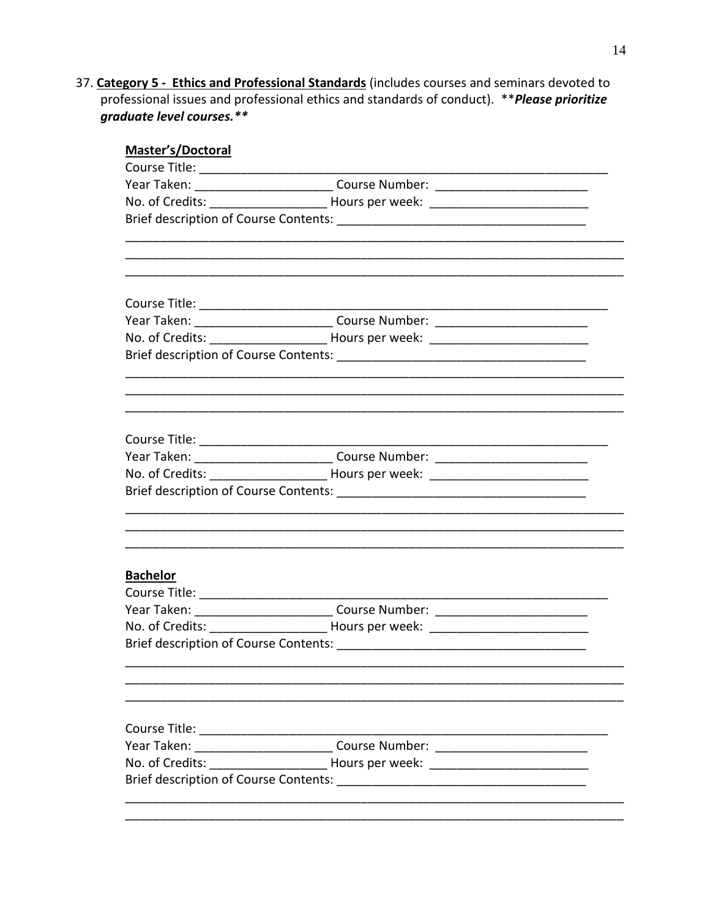37. **Category 5 - Ethics and Professional Standards** (includes courses and seminars devoted to professional issues and professional ethics and standards of conduct). ***Please prioritize graduate level courses.***

**Master's/Doctoral**

Course Title: ______________________________________________

Year Taken: ____________________ Course Number: ______________________

No. of Credits: _________________ Hours per week: ______________________

Brief description of Course Contents: ___________________________________

_____________________________________________________________________

_____________________________________________________________________

_____________________________________________________________________

Course Title: ______________________________________________

Year Taken: ____________________ Course Number: ______________________

No. of Credits: _________________ Hours per week: ______________________

Brief description of Course Contents: ___________________________________

_____________________________________________________________________

_____________________________________________________________________

_____________________________________________________________________

Course Title: ______________________________________________

Year Taken: ____________________ Course Number: ______________________

No. of Credits: _________________ Hours per week: ______________________

Brief description of Course Contents: ___________________________________

_____________________________________________________________________

_____________________________________________________________________

_____________________________________________________________________

**Bachelor**

Course Title: ______________________________________________

Year Taken: ____________________ Course Number: ______________________

No. of Credits: _________________ Hours per week: ______________________

Brief description of Course Contents: ___________________________________

_____________________________________________________________________

_____________________________________________________________________

_____________________________________________________________________

Course Title: ______________________________________________

Year Taken: ____________________ Course Number: ______________________

No. of Credits: _________________ Hours per week: ______________________

Brief description of Course Contents: ___________________________________

_____________________________________________________________________

_____________________________________________________________________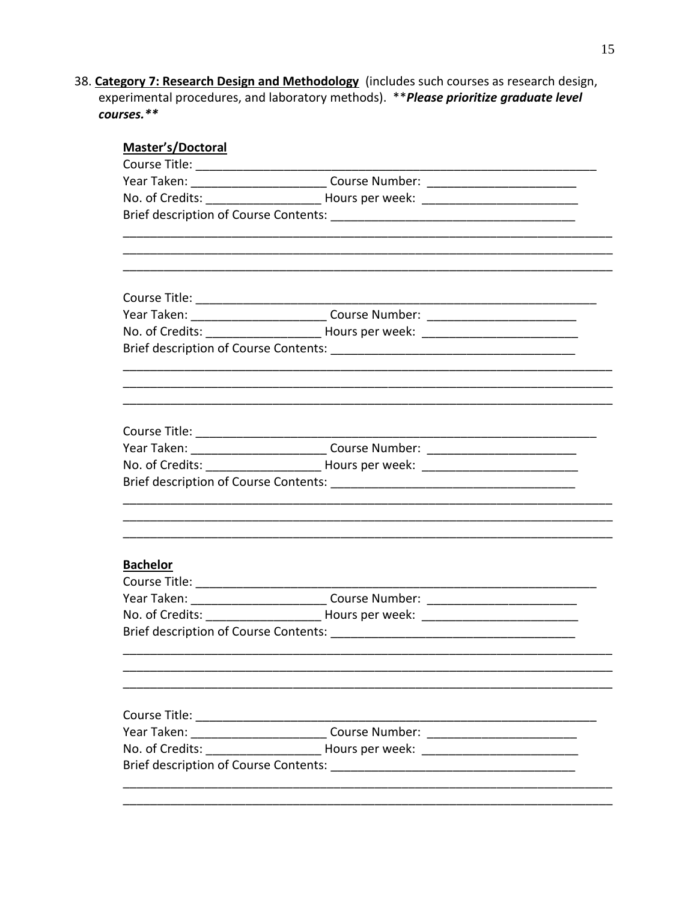38. **Category 7: Research Design and Methodology** (includes such courses as research design, experimental procedures, and laboratory methods). ***Please prioritize graduate level courses.***

**Master's/Doctoral**

Course Title: ______________________________________________

Year Taken: ____________________ Course Number: ______________________

No. of Credits: _________________ Hours per week: ______________________

Brief description of Course Contents: ___________________________________

____________________________________________________________________

____________________________________________________________________

____________________________________________________________________

Course Title: ______________________________________________

Year Taken: ____________________ Course Number: ______________________

No. of Credits: _________________ Hours per week: ______________________

Brief description of Course Contents: ___________________________________

____________________________________________________________________

____________________________________________________________________

____________________________________________________________________

Course Title: ______________________________________________

Year Taken: ____________________ Course Number: ______________________

No. of Credits: _________________ Hours per week: ______________________

Brief description of Course Contents: ___________________________________

____________________________________________________________________

____________________________________________________________________

____________________________________________________________________

**Bachelor**

Course Title: ______________________________________________

Year Taken: ____________________ Course Number: ______________________

No. of Credits: _________________ Hours per week: ______________________

Brief description of Course Contents: ___________________________________

____________________________________________________________________

____________________________________________________________________

____________________________________________________________________

Course Title: ______________________________________________

Year Taken: ____________________ Course Number: ______________________

No. of Credits: _________________ Hours per week: ______________________

Brief description of Course Contents: ___________________________________

____________________________________________________________________

____________________________________________________________________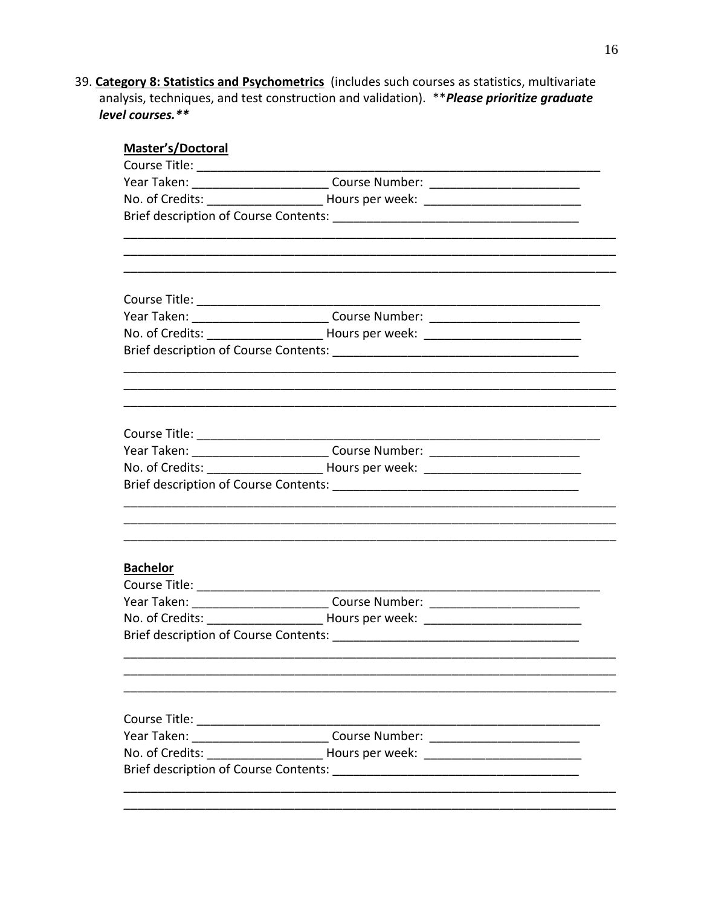39. **Category 8: Statistics and Psychometrics** (includes such courses as statistics, multivariate analysis, techniques, and test construction and validation). ***Please prioritize graduate level courses.***

**Master's/Doctoral**

Course Title: ___________________________________________________________
Year Taken: ___________________ Course Number: _____________________
No. of Credits: ________________ Hours per week: ______________________
Brief description of Course Contents: __________________________________
_____________________________________________________________________
_____________________________________________________________________
_____________________________________________________________________

Course Title: ___________________________________________________________
Year Taken: ___________________ Course Number: _____________________
No. of Credits: ________________ Hours per week: ______________________
Brief description of Course Contents: __________________________________
_____________________________________________________________________
_____________________________________________________________________
_____________________________________________________________________

Course Title: ___________________________________________________________
Year Taken: ___________________ Course Number: _____________________
No. of Credits: ________________ Hours per week: ______________________
Brief description of Course Contents: __________________________________
_____________________________________________________________________
_____________________________________________________________________
_____________________________________________________________________

**Bachelor**

Course Title: ___________________________________________________________
Year Taken: ___________________ Course Number: _____________________
No. of Credits: ________________ Hours per week: ______________________
Brief description of Course Contents: __________________________________
_____________________________________________________________________
_____________________________________________________________________
_____________________________________________________________________

Course Title: ___________________________________________________________
Year Taken: ___________________ Course Number: _____________________
No. of Credits: ________________ Hours per week: ______________________
Brief description of Course Contents: __________________________________
_____________________________________________________________________
_____________________________________________________________________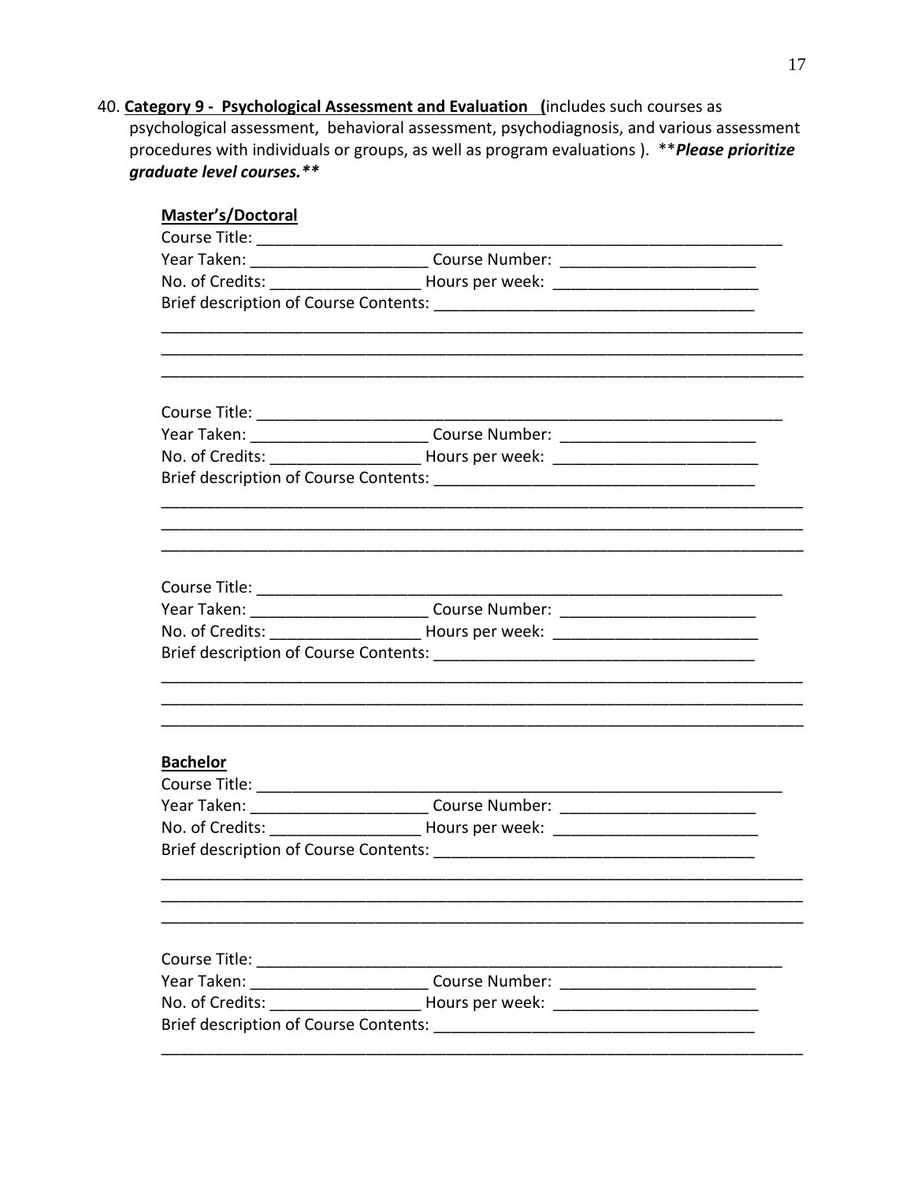40. **Category 9 - Psychological Assessment and Evaluation** (includes such courses as psychological assessment, behavioral assessment, psychodiagnosis, and various assessment procedures with individuals or groups, as well as program evaluations ). ***Please prioritize graduate level courses.***

**Master's/Doctoral**

Course Title: ___________________________________________________________

Year Taken: ___________________ Course Number: ______________________

No. of Credits: ________________ Hours per week: _______________________

Brief description of Course Contents: ___________________________________

__________________________________________________________________________

__________________________________________________________________________

__________________________________________________________________________

Course Title: ___________________________________________________________

Year Taken: ___________________ Course Number: ______________________

No. of Credits: ________________ Hours per week: _______________________

Brief description of Course Contents: ___________________________________

__________________________________________________________________________

__________________________________________________________________________

__________________________________________________________________________

Course Title: ___________________________________________________________

Year Taken: ___________________ Course Number: ______________________

No. of Credits: ________________ Hours per week: _______________________

Brief description of Course Contents: ___________________________________

__________________________________________________________________________

__________________________________________________________________________

__________________________________________________________________________

**Bachelor**

Course Title: ___________________________________________________________

Year Taken: ___________________ Course Number: ______________________

No. of Credits: ________________ Hours per week: _______________________

Brief description of Course Contents: ___________________________________

__________________________________________________________________________

__________________________________________________________________________

__________________________________________________________________________

Course Title: ___________________________________________________________

Year Taken: ___________________ Course Number: ______________________

No. of Credits: ________________ Hours per week: _______________________

Brief description of Course Contents: ___________________________________

__________________________________________________________________________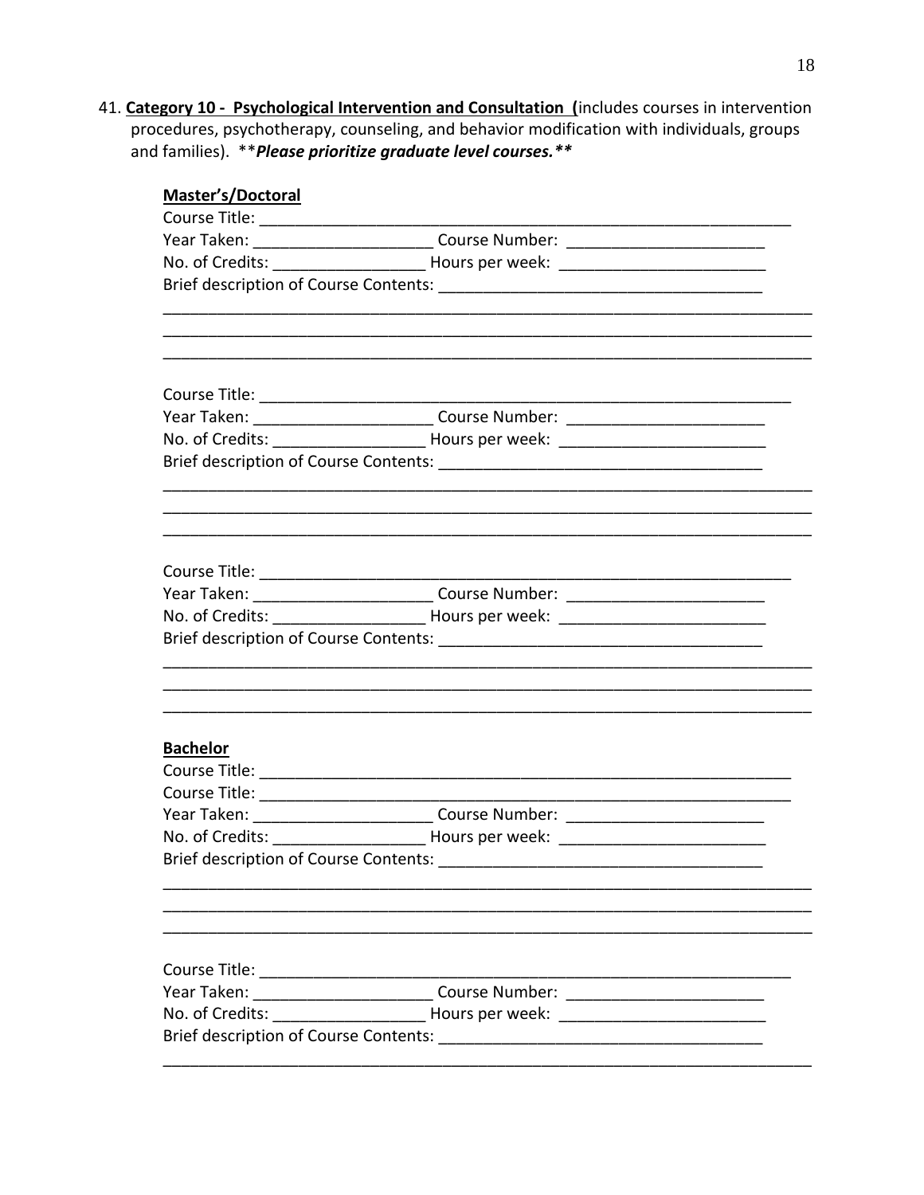41. **Category 10 - Psychological Intervention and Consultation** (includes courses in intervention procedures, psychotherapy, counseling, and behavior modification with individuals, groups and families). ***Please prioritize graduate level courses.***

**Master's/Doctoral**

Course Title: ___________________________________________________________

Year Taken: ____________________ Course Number: ______________________

No. of Credits: _________________ Hours per week: _______________________

Brief description of Course Contents: ___________________________________

_________________________________________________________________________

_________________________________________________________________________

_________________________________________________________________________

Course Title: ___________________________________________________________

Year Taken: ____________________ Course Number: ______________________

No. of Credits: _________________ Hours per week: _______________________

Brief description of Course Contents: ___________________________________

_________________________________________________________________________

_________________________________________________________________________

_________________________________________________________________________

Course Title: ___________________________________________________________

Year Taken: ____________________ Course Number: ______________________

No. of Credits: _________________ Hours per week: _______________________

Brief description of Course Contents: ___________________________________

_________________________________________________________________________

_________________________________________________________________________

_________________________________________________________________________

**Bachelor**

Course Title: ___________________________________________________________

Course Title: ___________________________________________________________

Year Taken: ____________________ Course Number: ______________________

No. of Credits: _________________ Hours per week: _______________________

Brief description of Course Contents: ___________________________________

_________________________________________________________________________

_________________________________________________________________________

_________________________________________________________________________

Course Title: ___________________________________________________________

Year Taken: ____________________ Course Number: ______________________

No. of Credits: _________________ Hours per week: _______________________

Brief description of Course Contents: ___________________________________

_________________________________________________________________________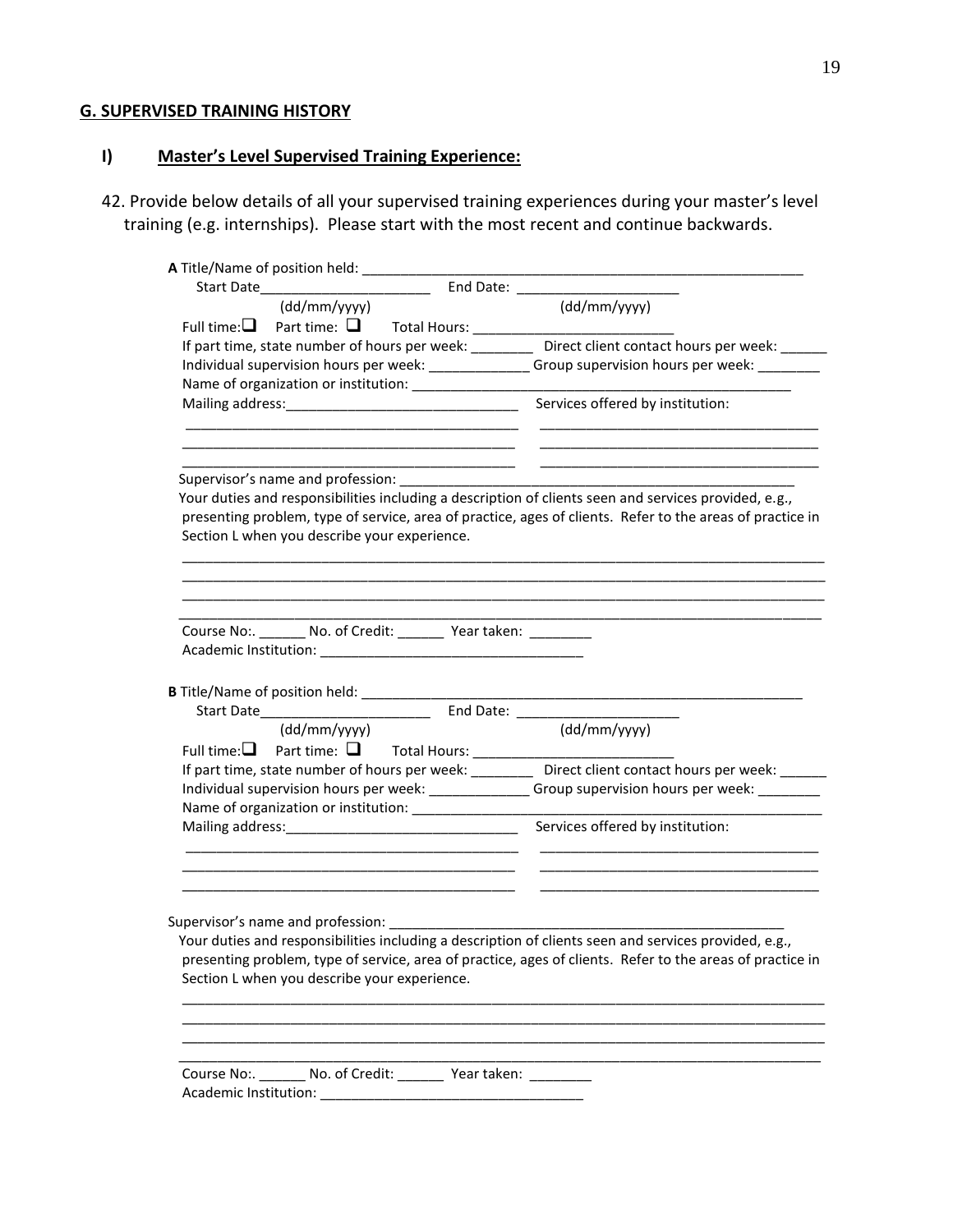## G. SUPERVISED TRAINING HISTORY

### I) Master's Level Supervised Training Experience:

42. Provide below details of all your supervised training experiences during your master's level training (e.g. internships). Please start with the most recent and continue backwards.

**A** Title/Name of position held: ____________________________________________________________

Start Date______________________ End Date: _____________________
(dd/mm/yyyy) (dd/mm/yyyy)

Full time: ☐ Part time: ☐ Total Hours: __________________________

If part time, state number of hours per week: ________ Direct client contact hours per week: ______

Individual supervision hours per week: _____________ Group supervision hours per week: ________

Name of organization or institution: ____________________________________________________

Mailing address:______________________________ Services offered by institution:

____________________________________________ ____________________________________

____________________________________________ ____________________________________

____________________________________________ ____________________________________

Supervisor's name and profession: _____________________________________________________

Your duties and responsibilities including a description of clients seen and services provided, e.g., presenting problem, type of service, area of practice, ages of clients. Refer to the areas of practice in Section L when you describe your experience.

____________________________________________________________________________________

____________________________________________________________________________________

____________________________________________________________________________________

____________________________________________________________________________________

Course No:. ______ No. of Credit: ______ Year taken: ________

Academic Institution: __________________________________

**B** Title/Name of position held: ____________________________________________________________

Start Date______________________ End Date: _____________________
(dd/mm/yyyy) (dd/mm/yyyy)

Full time: ☐ Part time: ☐ Total Hours: __________________________

If part time, state number of hours per week: ________ Direct client contact hours per week: ______

Individual supervision hours per week: _____________ Group supervision hours per week: ________

Name of organization or institution: ____________________________________________________

Mailing address:______________________________ Services offered by institution:

____________________________________________ ____________________________________

____________________________________________ ____________________________________

____________________________________________ ____________________________________

Supervisor's name and profession: _____________________________________________________

Your duties and responsibilities including a description of clients seen and services provided, e.g., presenting problem, type of service, area of practice, ages of clients. Refer to the areas of practice in Section L when you describe your experience.

____________________________________________________________________________________

____________________________________________________________________________________

____________________________________________________________________________________

____________________________________________________________________________________

Course No:. ______ No. of Credit: ______ Year taken: ________

Academic Institution: __________________________________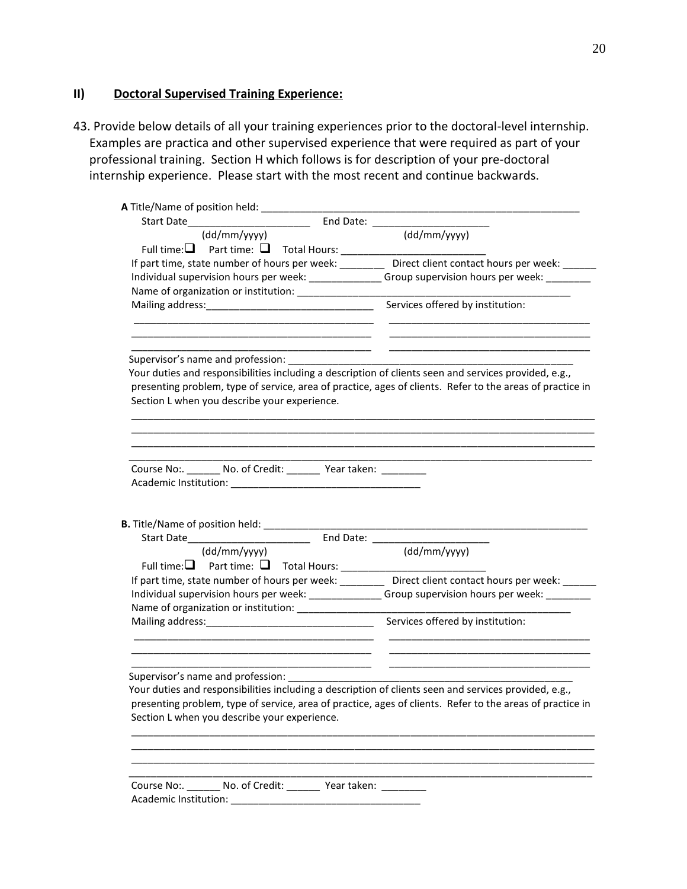## II) **Doctoral Supervised Training Experience:**

43. Provide below details of all your training experiences prior to the doctoral-level internship. Examples are practica and other supervised experience that were required as part of your professional training. Section H which follows is for description of your pre-doctoral internship experience. Please start with the most recent and continue backwards.

**A** Title/Name of position held: ___________________________________________________________

Start Date______________________ End Date: _____________________
(dd/mm/yyyy) (dd/mm/yyyy)

Full time: ☐ Part time: ☐ Total Hours: ___________________________

If part time, state number of hours per week: ________ Direct client contact hours per week: ______

Individual supervision hours per week: _____________ Group supervision hours per week: ________

Name of organization or institution: ___________________________________________________

Mailing address:______________________________ Services offered by institution:

___________________________________________ ___________________________________

___________________________________________ ___________________________________

___________________________________________ ___________________________________

Supervisor's name and profession: _____________________________________________________

Your duties and responsibilities including a description of clients seen and services provided, e.g., presenting problem, type of service, area of practice, ages of clients. Refer to the areas of practice in Section L when you describe your experience.

____________________________________________________________________________________

____________________________________________________________________________________

____________________________________________________________________________________

____________________________________________________________________________________

Course No:. ______ No. of Credit: ______ Year taken: ________

Academic Institution: __________________________________

**B.** Title/Name of position held: ___________________________________________________________

Start Date______________________ End Date: _____________________
(dd/mm/yyyy) (dd/mm/yyyy)

Full time: ☐ Part time: ☐ Total Hours: ___________________________

If part time, state number of hours per week: ________ Direct client contact hours per week: ______

Individual supervision hours per week: _____________ Group supervision hours per week: ________

Name of organization or institution: ___________________________________________________

Mailing address:______________________________ Services offered by institution:

___________________________________________ ___________________________________

___________________________________________ ___________________________________

___________________________________________ ___________________________________

Supervisor's name and profession: _____________________________________________________

Your duties and responsibilities including a description of clients seen and services provided, e.g., presenting problem, type of service, area of practice, ages of clients. Refer to the areas of practice in Section L when you describe your experience.

____________________________________________________________________________________

____________________________________________________________________________________

____________________________________________________________________________________

____________________________________________________________________________________

Course No:. ______ No. of Credit: ______ Year taken: ________

Academic Institution: __________________________________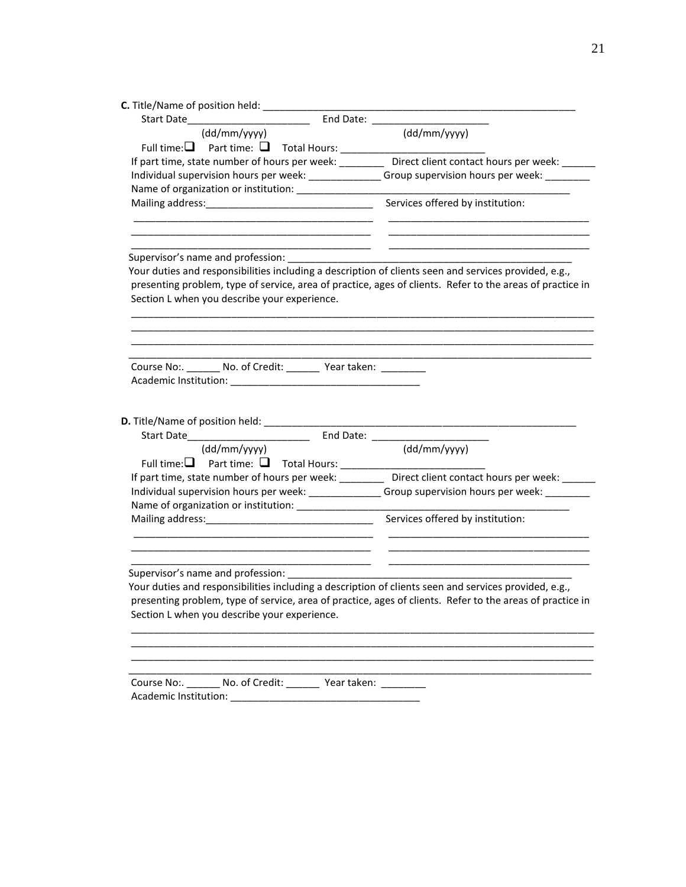**C.** Title/Name of position held: ___________________________________________________________

Start Date______________________ End Date: _____________________

(dd/mm/yyyy) (dd/mm/yyyy)

Full time: ☐ Part time: ☐ Total Hours: ___________________________

If part time, state number of hours per week: ________ Direct client contact hours per week: ______

Individual supervision hours per week: _____________ Group supervision hours per week: ________

Name of organization or institution: ___________________________________________________

Mailing address:______________________________ Services offered by institution:

_____________________________________________ _____________________________________

_____________________________________________ _____________________________________

_____________________________________________ _____________________________________

Supervisor's name and profession: _____________________________________________________

Your duties and responsibilities including a description of clients seen and services provided, e.g., presenting problem, type of service, area of practice, ages of clients. Refer to the areas of practice in Section L when you describe your experience.

_____________________________________________________________________________________

_____________________________________________________________________________________

_____________________________________________________________________________________

_____________________________________________________________________________________

Course No:. ______ No. of Credit: ______ Year taken: ________

Academic Institution: __________________________________

**D.** Title/Name of position held: ___________________________________________________________

Start Date______________________ End Date: _____________________

(dd/mm/yyyy) (dd/mm/yyyy)

Full time: ☐ Part time: ☐ Total Hours: ___________________________

If part time, state number of hours per week: ________ Direct client contact hours per week: ______

Individual supervision hours per week: _____________ Group supervision hours per week: ________

Name of organization or institution: ___________________________________________________

Mailing address:______________________________ Services offered by institution:

_____________________________________________ _____________________________________

_____________________________________________ _____________________________________

_____________________________________________ _____________________________________

Supervisor's name and profession: _____________________________________________________

Your duties and responsibilities including a description of clients seen and services provided, e.g., presenting problem, type of service, area of practice, ages of clients. Refer to the areas of practice in Section L when you describe your experience.

_____________________________________________________________________________________

_____________________________________________________________________________________

_____________________________________________________________________________________

_____________________________________________________________________________________

Course No:. ______ No. of Credit: ______ Year taken: ________

Academic Institution: __________________________________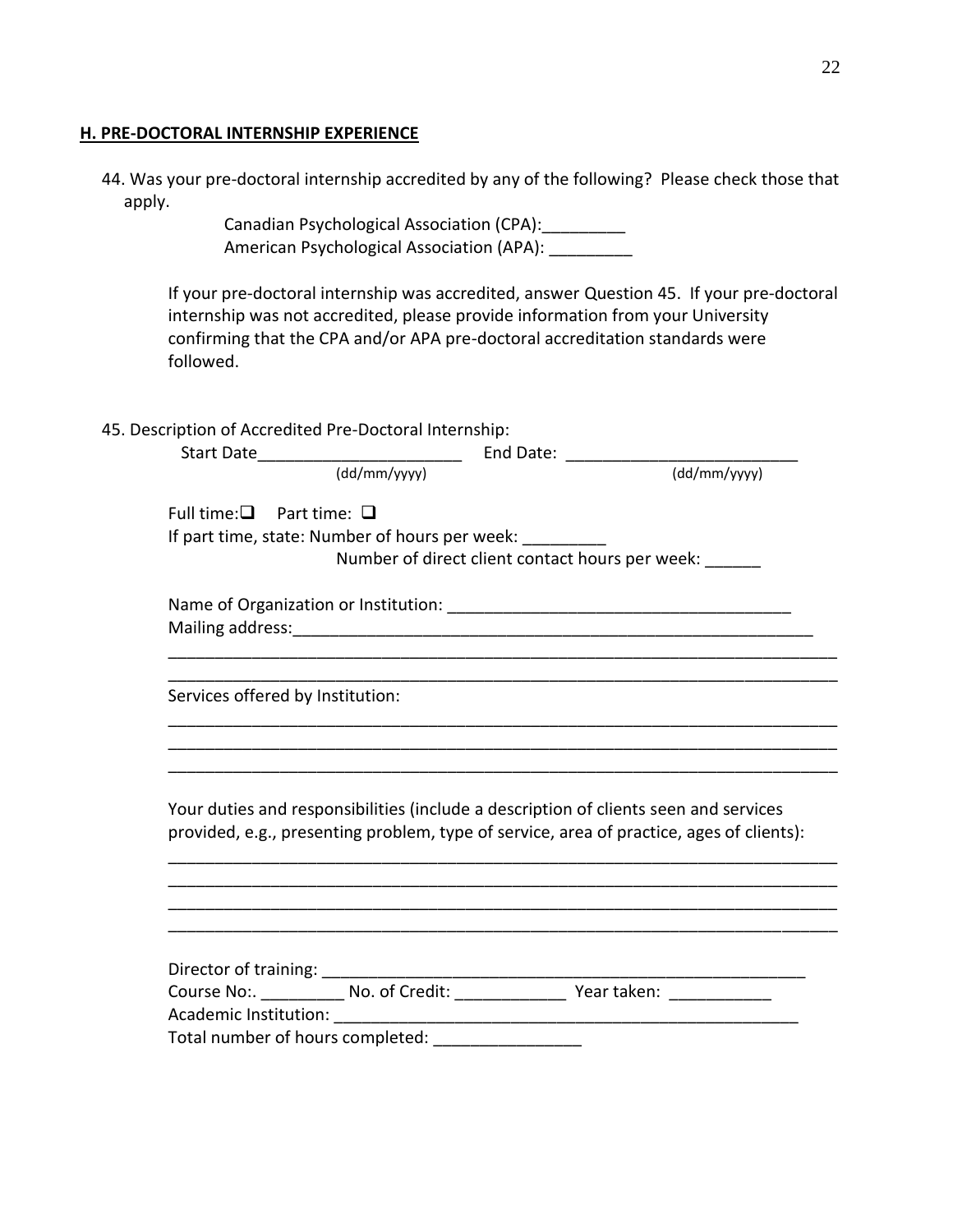## H. PRE-DOCTORAL INTERNSHIP EXPERIENCE

44. Was your pre-doctoral internship accredited by any of the following? Please check those that apply.

    Canadian Psychological Association (CPA):_________

    American Psychological Association (APA): _________

    If your pre-doctoral internship was accredited, answer Question 45. If your pre-doctoral internship was not accredited, please provide information from your University confirming that the CPA and/or APA pre-doctoral accreditation standards were followed.

45. Description of Accredited Pre-Doctoral Internship:

    Start Date______________________ (dd/mm/yyyy) End Date: ________________________ (dd/mm/yyyy)

    Full time: ☐ Part time: ☐

    If part time, state: Number of hours per week: _________

    Number of direct client contact hours per week: ______

    Name of Organization or Institution: ____________________________________

    Mailing address:__________________________________________________________

    ___________________________________________________________________________

    ___________________________________________________________________________

    Services offered by Institution:

    ___________________________________________________________________________

    ___________________________________________________________________________

    ___________________________________________________________________________

    Your duties and responsibilities (include a description of clients seen and services provided, e.g., presenting problem, type of service, area of practice, ages of clients):

    ___________________________________________________________________________

    ___________________________________________________________________________

    ___________________________________________________________________________

    ___________________________________________________________________________

    Director of training: ____________________________________________________

    Course No:. _________ No. of Credit: ____________ Year taken: ___________

    Academic Institution: ____________________________________________________

    Total number of hours completed: ________________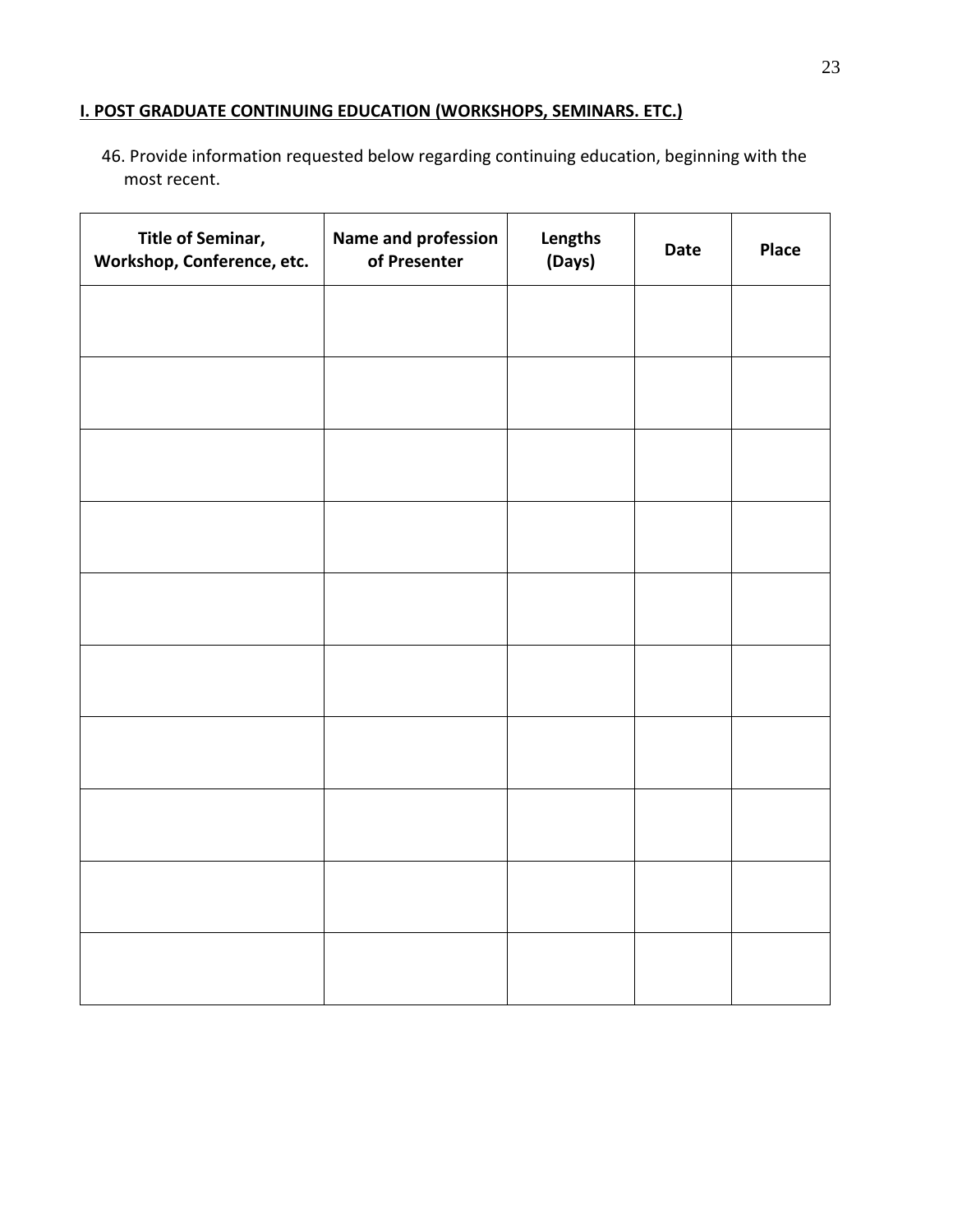## I. POST GRADUATE CONTINUING EDUCATION (WORKSHOPS, SEMINARS. ETC.)

46. Provide information requested below regarding continuing education, beginning with the most recent.

| Title of Seminar, Workshop, Conference, etc. | Name and profession of Presenter | Lengths (Days) | Date | Place |
|---|---|---|---|---|
| | | | | |
| | | | | |
| | | | | |
| | | | | |
| | | | | |
| | | | | |
| | | | | |
| | | | | |
| | | | | |
| | | | | |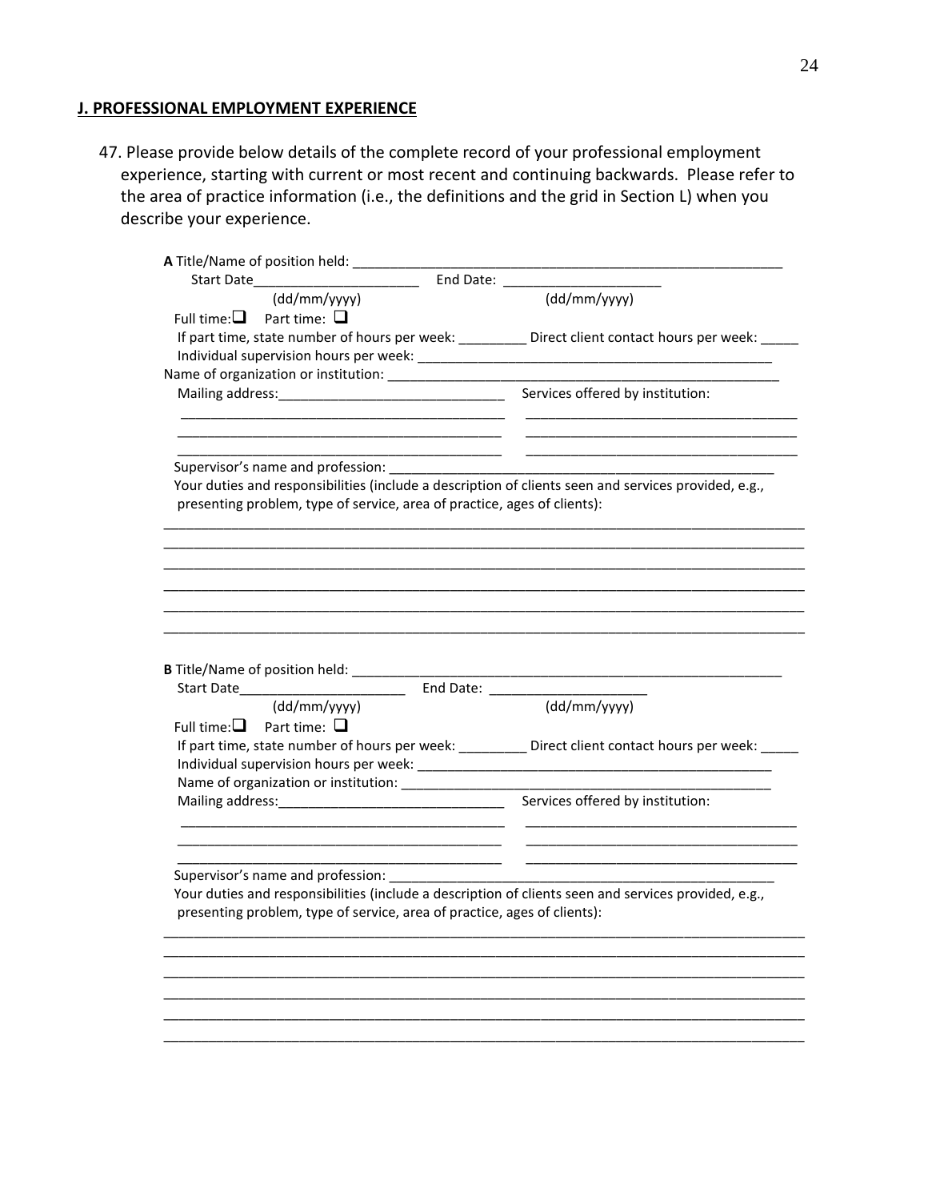## J. PROFESSIONAL EMPLOYMENT EXPERIENCE

47. Please provide below details of the complete record of your professional employment experience, starting with current or most recent and continuing backwards. Please refer to the area of practice information (i.e., the definitions and the grid in Section L) when you describe your experience.

**A** Title/Name of position held: ____________________________________________________________

Start Date______________________ End Date: _____________________

(dd/mm/yyyy) (dd/mm/yyyy)

Full time: ☐ Part time: ☐

If part time, state number of hours per week: _________ Direct client contact hours per week: _____

Individual supervision hours per week: ___________________________________________________

Name of organization or institution: _____________________________________________________

Mailing address:______________________________ Services offered by institution:

___________________________________________ ____________________________________

___________________________________________ ____________________________________

___________________________________________ ____________________________________

Supervisor's name and profession: _______________________________________________________

Your duties and responsibilities (include a description of clients seen and services provided, e.g., presenting problem, type of service, area of practice, ages of clients):

_____________________________________________________________________________________

_____________________________________________________________________________________

_____________________________________________________________________________________

_____________________________________________________________________________________

_____________________________________________________________________________________

_____________________________________________________________________________________

**B** Title/Name of position held: ____________________________________________________________

Start Date______________________ End Date: _____________________

(dd/mm/yyyy) (dd/mm/yyyy)

Full time: ☐ Part time: ☐

If part time, state number of hours per week: _________ Direct client contact hours per week: _____

Individual supervision hours per week: ___________________________________________________

Name of organization or institution: _____________________________________________________

Mailing address:______________________________ Services offered by institution:

___________________________________________ ____________________________________

___________________________________________ ____________________________________

___________________________________________ ____________________________________

Supervisor's name and profession: _______________________________________________________

Your duties and responsibilities (include a description of clients seen and services provided, e.g., presenting problem, type of service, area of practice, ages of clients):

_____________________________________________________________________________________

_____________________________________________________________________________________

_____________________________________________________________________________________

_____________________________________________________________________________________

_____________________________________________________________________________________

_____________________________________________________________________________________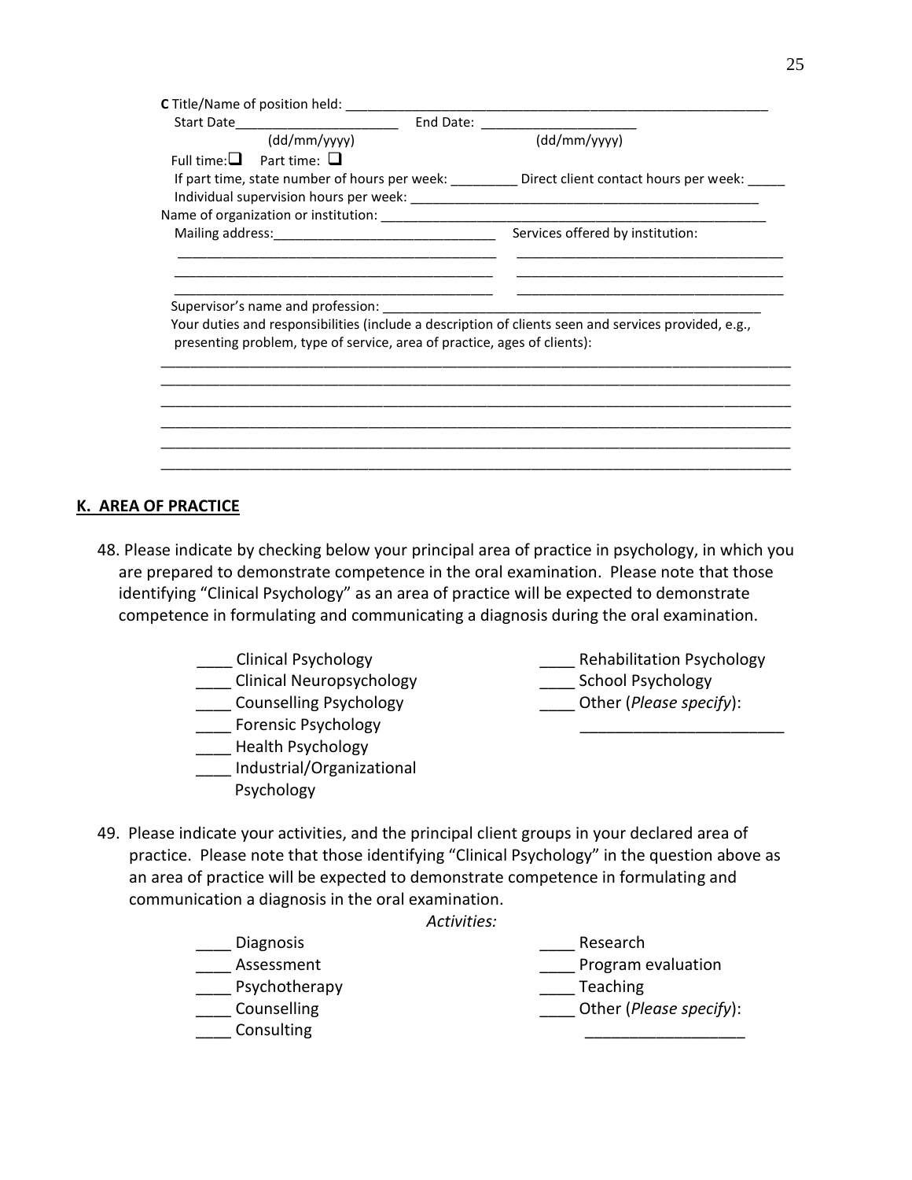**C** Title/Name of position held: ____________________________________________________________

Start Date______________________ End Date: _____________________

(dd/mm/yyyy) (dd/mm/yyyy)

Full time: ❑ Part time: ❑

If part time, state number of hours per week: _________ Direct client contact hours per week: _____

Individual supervision hours per week: _________________________________________________

Name of organization or institution: ____________________________________________________

Mailing address:_____________________________

Services offered by institution:

___________________________________________ ___________________________________

___________________________________________ ___________________________________

___________________________________________ ___________________________________

Supervisor's name and profession: _______________________________________________________

Your duties and responsibilities (include a description of clients seen and services provided, e.g., presenting problem, type of service, area of practice, ages of clients):

_____________________________________________________________________________________

_____________________________________________________________________________________

_____________________________________________________________________________________

_____________________________________________________________________________________

_____________________________________________________________________________________

_____________________________________________________________________________________

## K. AREA OF PRACTICE

48. Please indicate by checking below your principal area of practice in psychology, in which you are prepared to demonstrate competence in the oral examination. Please note that those identifying "Clinical Psychology" as an area of practice will be expected to demonstrate competence in formulating and communicating a diagnosis during the oral examination.

____ Clinical Psychology

____ Clinical Neuropsychology

____ Counselling Psychology

____ Forensic Psychology

____ Health Psychology

____ Industrial/Organizational Psychology

____ Rehabilitation Psychology

____ School Psychology

____ Other (*Please specify*): _______________________

49. Please indicate your activities, and the principal client groups in your declared area of practice. Please note that those identifying "Clinical Psychology" in the question above as an area of practice will be expected to demonstrate competence in formulating and communication a diagnosis in the oral examination.

*Activities:*

____ Diagnosis

____ Assessment

____ Psychotherapy

____ Counselling

____ Consulting

____ Research

____ Program evaluation

____ Teaching

____ Other (*Please specify*): __________________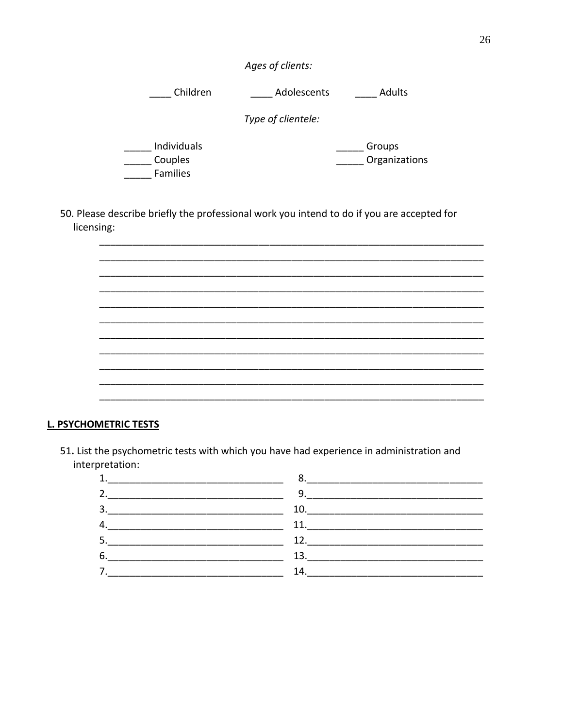*Ages of clients:*

____ Children ____ Adolescents ____ Adults

*Type of clientele:*

_____ Individuals
_____ Couples
_____ Families
_____ Groups
_____ Organizations

50. Please describe briefly the professional work you intend to do if you are accepted for licensing:

______________________________________________________________________
______________________________________________________________________
______________________________________________________________________
______________________________________________________________________
______________________________________________________________________
______________________________________________________________________
______________________________________________________________________
______________________________________________________________________
______________________________________________________________________
______________________________________________________________________
______________________________________________________________________

**L. PSYCHOMETRIC TESTS**

51**.** List the psychometric tests with which you have had experience in administration and interpretation:

1.________________________________
2.________________________________
3.________________________________
4.________________________________
5.________________________________
6.________________________________
7.________________________________
8.________________________________
9.________________________________
10.________________________________
11.________________________________
12.________________________________
13.________________________________
14.________________________________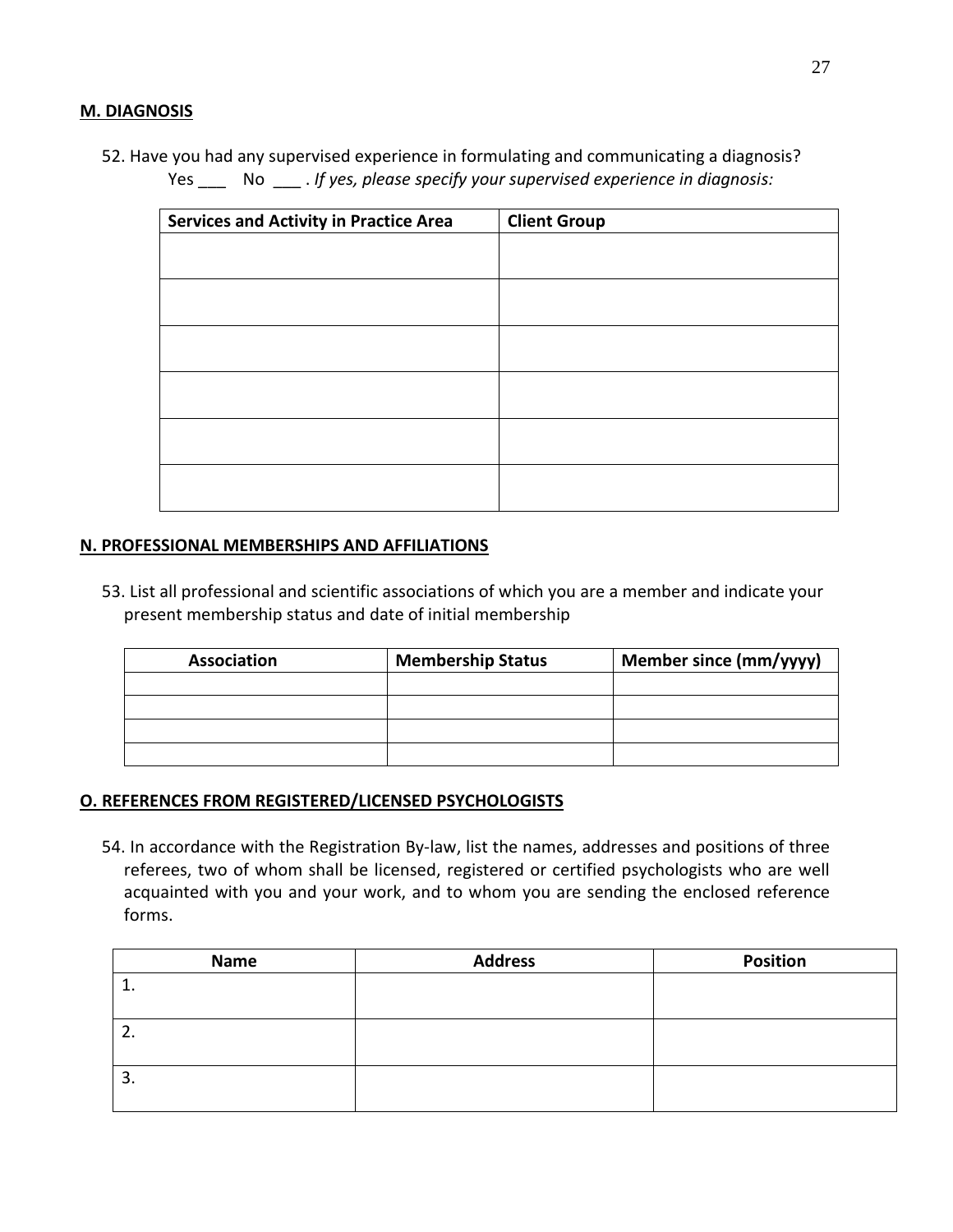## M. DIAGNOSIS

52. Have you had any supervised experience in formulating and communicating a diagnosis?
Yes ___ No ___ . *If yes, please specify your supervised experience in diagnosis:*

| Services and Activity in Practice Area | Client Group |
|---|---|
| | |
| | |
| | |
| | |
| | |
| | |

## N. PROFESSIONAL MEMBERSHIPS AND AFFILIATIONS

53. List all professional and scientific associations of which you are a member and indicate your present membership status and date of initial membership

| Association | Membership Status | Member since (mm/yyyy) |
|---|---|---|
| | | |
| | | |
| | | |
| | | |

## O. REFERENCES FROM REGISTERED/LICENSED PSYCHOLOGISTS

54. In accordance with the Registration By-law, list the names, addresses and positions of three referees, two of whom shall be licensed, registered or certified psychologists who are well acquainted with you and your work, and to whom you are sending the enclosed reference forms.

| Name | Address | Position |
|---|---|---|
| 1. | | |
| 2. | | |
| 3. | | |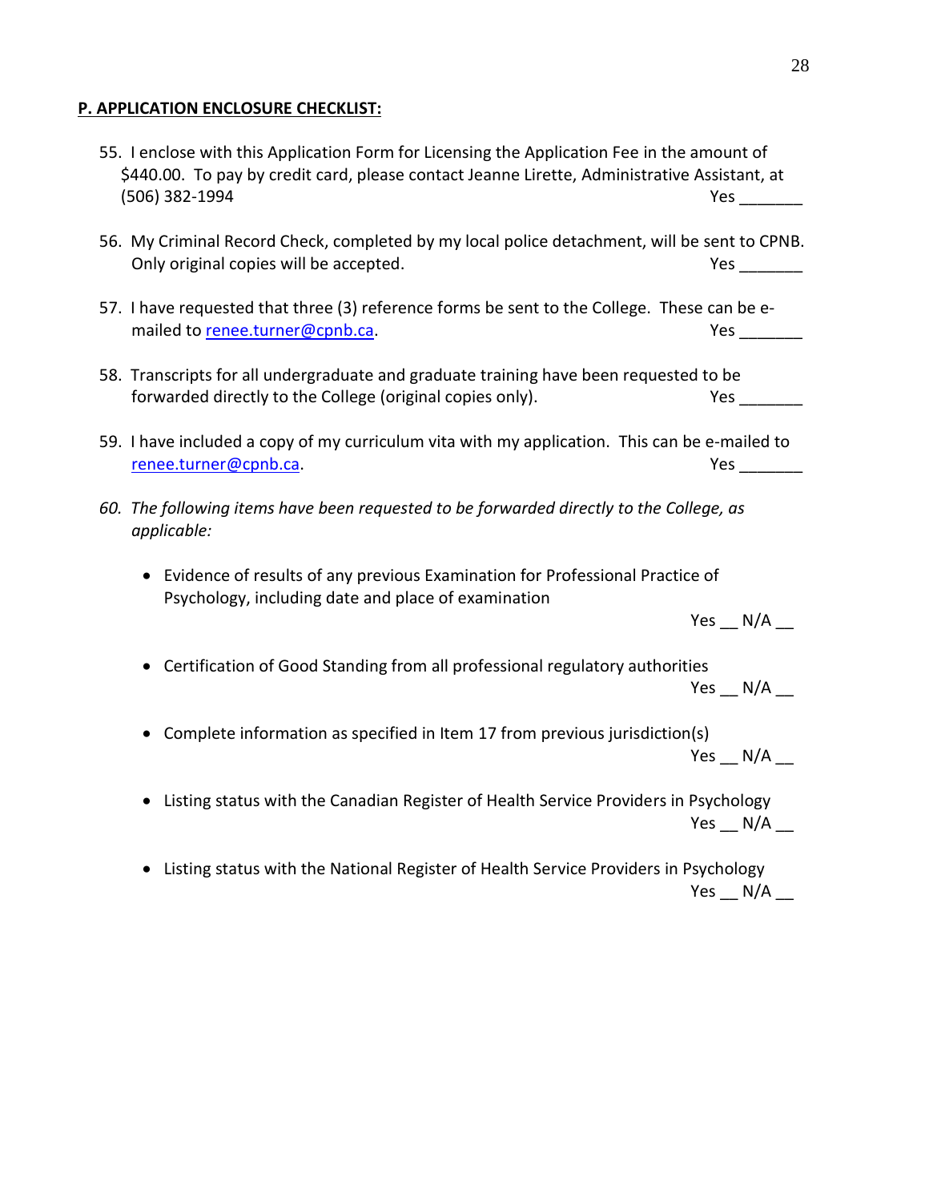**P. APPLICATION ENCLOSURE CHECKLIST:**

55. I enclose with this Application Form for Licensing the Application Fee in the amount of $440.00. To pay by credit card, please contact Jeanne Lirette, Administrative Assistant, at (506) 382-1994 Yes _______

56. My Criminal Record Check, completed by my local police detachment, will be sent to CPNB. Only original copies will be accepted. Yes _______

57. I have requested that three (3) reference forms be sent to the College. These can be e-mailed to [renee.turner@cpnb.ca](mailto:renee.turner@cpnb.ca). Yes _______

58. Transcripts for all undergraduate and graduate training have been requested to be forwarded directly to the College (original copies only). Yes _______

59. I have included a copy of my curriculum vita with my application. This can be e-mailed to [renee.turner@cpnb.ca](mailto:renee.turner@cpnb.ca). Yes _______

60. *The following items have been requested to be forwarded directly to the College, as applicable:*

    - Evidence of results of any previous Examination for Professional Practice of Psychology, including date and place of examination
      Yes __ N/A __

    - Certification of Good Standing from all professional regulatory authorities
      Yes __ N/A __

    - Complete information as specified in Item 17 from previous jurisdiction(s)
      Yes __ N/A __

    - Listing status with the Canadian Register of Health Service Providers in Psychology
      Yes __ N/A __

    - Listing status with the National Register of Health Service Providers in Psychology
      Yes __ N/A __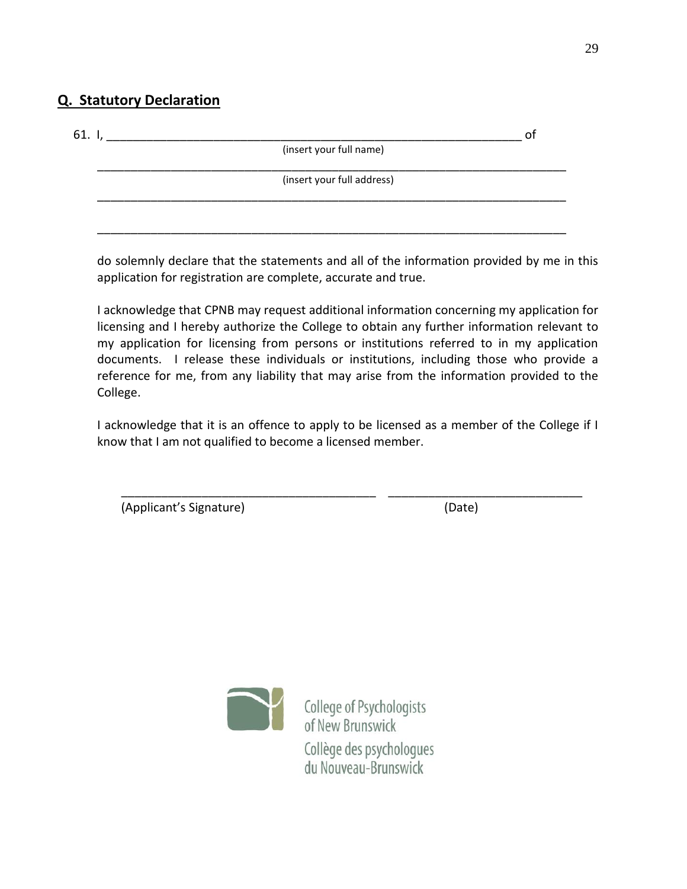## Q. Statutory Declaration

61. I, _______________________________________________________________ of
(insert your full name)

___________________________________________________________________________
(insert your full address)

___________________________________________________________________________

___________________________________________________________________________

do solemnly declare that the statements and all of the information provided by me in this application for registration are complete, accurate and true.

I acknowledge that CPNB may request additional information concerning my application for licensing and I hereby authorize the College to obtain any further information relevant to my application for licensing from persons or institutions referred to in my application documents. I release these individuals or institutions, including those who provide a reference for me, from any liability that may arise from the information provided to the College.

I acknowledge that it is an offence to apply to be licensed as a member of the College if I know that I am not qualified to become a licensed member.

_______________________________________ _____________________________
(Applicant's Signature) (Date)

College of Psychologists of New Brunswick

Collège des psychologues du Nouveau-Brunswick